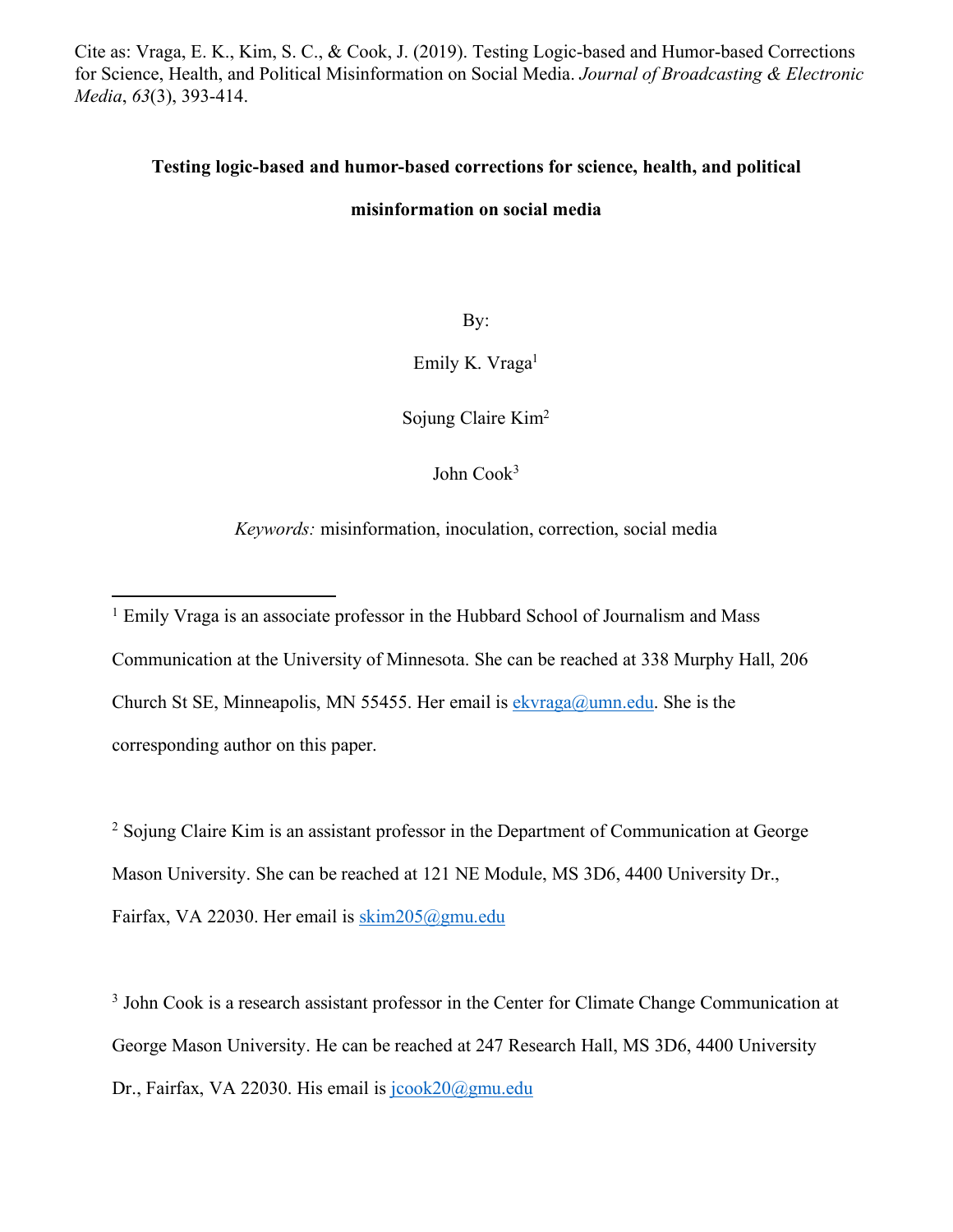Cite as: Vraga, E. K., Kim, S. C., & Cook, J. (2019). Testing Logic-based and Humor-based Corrections for Science, Health, and Political Misinformation on Social Media. *Journal of Broadcasting & Electronic Media*, *63*(3), 393-414.

# Testing logic-based and humor-based corrections for science, health, and political misinformation on social media

By:

Emily K. Vraga[1]

Sojung Claire Kim[2]

John Cook[3]

*Keywords:* misinformation, inoculation, correction, social media

---

[1] Emily Vraga is an associate professor in the Hubbard School of Journalism and Mass Communication at the University of Minnesota. She can be reached at 338 Murphy Hall, 206 Church St SE, Minneapolis, MN 55455. Her email is ekvraga@umn.edu. She is the corresponding author on this paper.

[2] Sojung Claire Kim is an assistant professor in the Department of Communication at George Mason University. She can be reached at 121 NE Module, MS 3D6, 4400 University Dr., Fairfax, VA 22030. Her email is skim205@gmu.edu

[3] John Cook is a research assistant professor in the Center for Climate Change Communication at George Mason University. He can be reached at 247 Research Hall, MS 3D6, 4400 University Dr., Fairfax, VA 22030. His email is jcook20@gmu.edu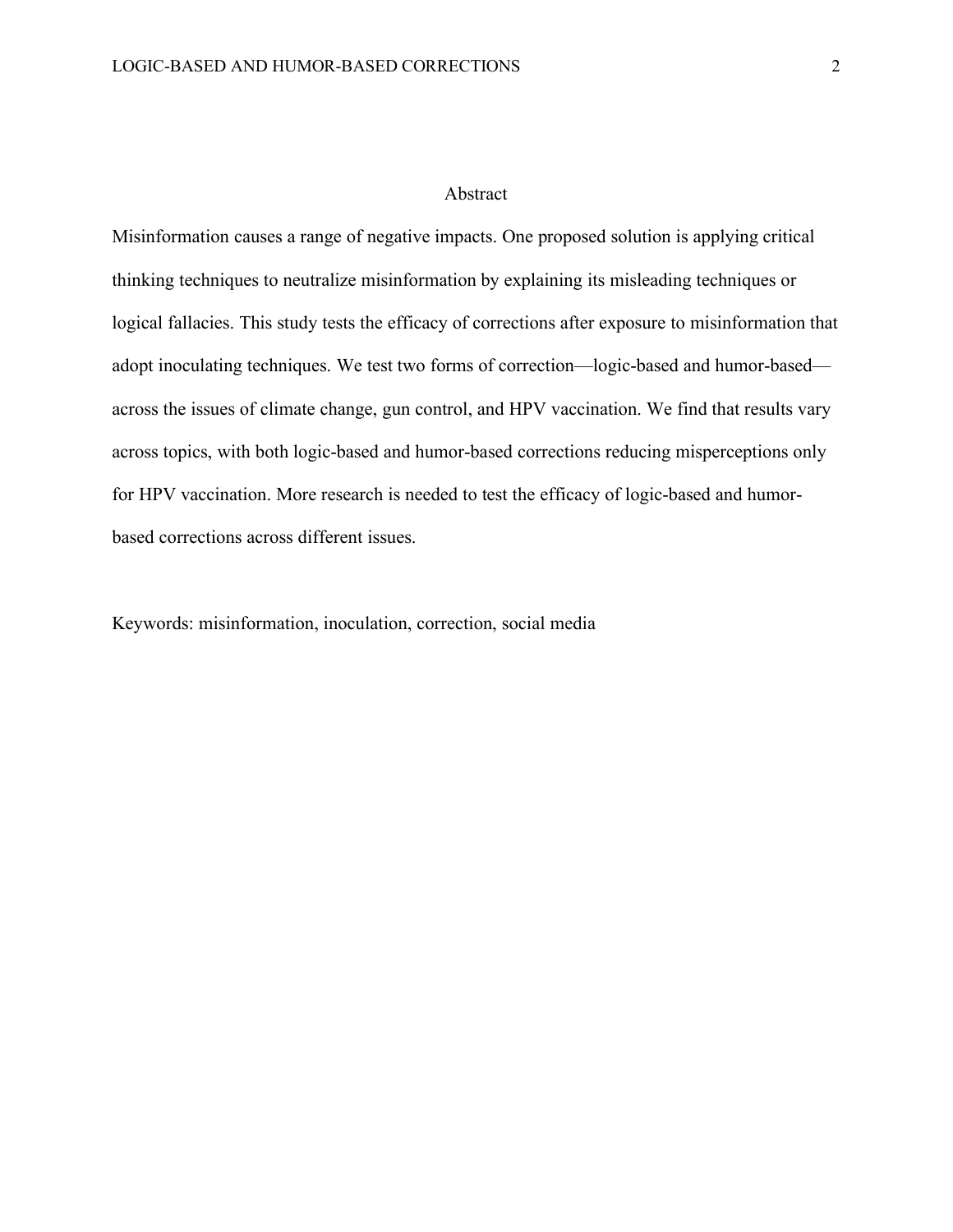# Abstract

Misinformation causes a range of negative impacts. One proposed solution is applying critical thinking techniques to neutralize misinformation by explaining its misleading techniques or logical fallacies. This study tests the efficacy of corrections after exposure to misinformation that adopt inoculating techniques. We test two forms of correction—logic-based and humor-based—across the issues of climate change, gun control, and HPV vaccination. We find that results vary across topics, with both logic-based and humor-based corrections reducing misperceptions only for HPV vaccination. More research is needed to test the efficacy of logic-based and humor-based corrections across different issues.

Keywords: misinformation, inoculation, correction, social media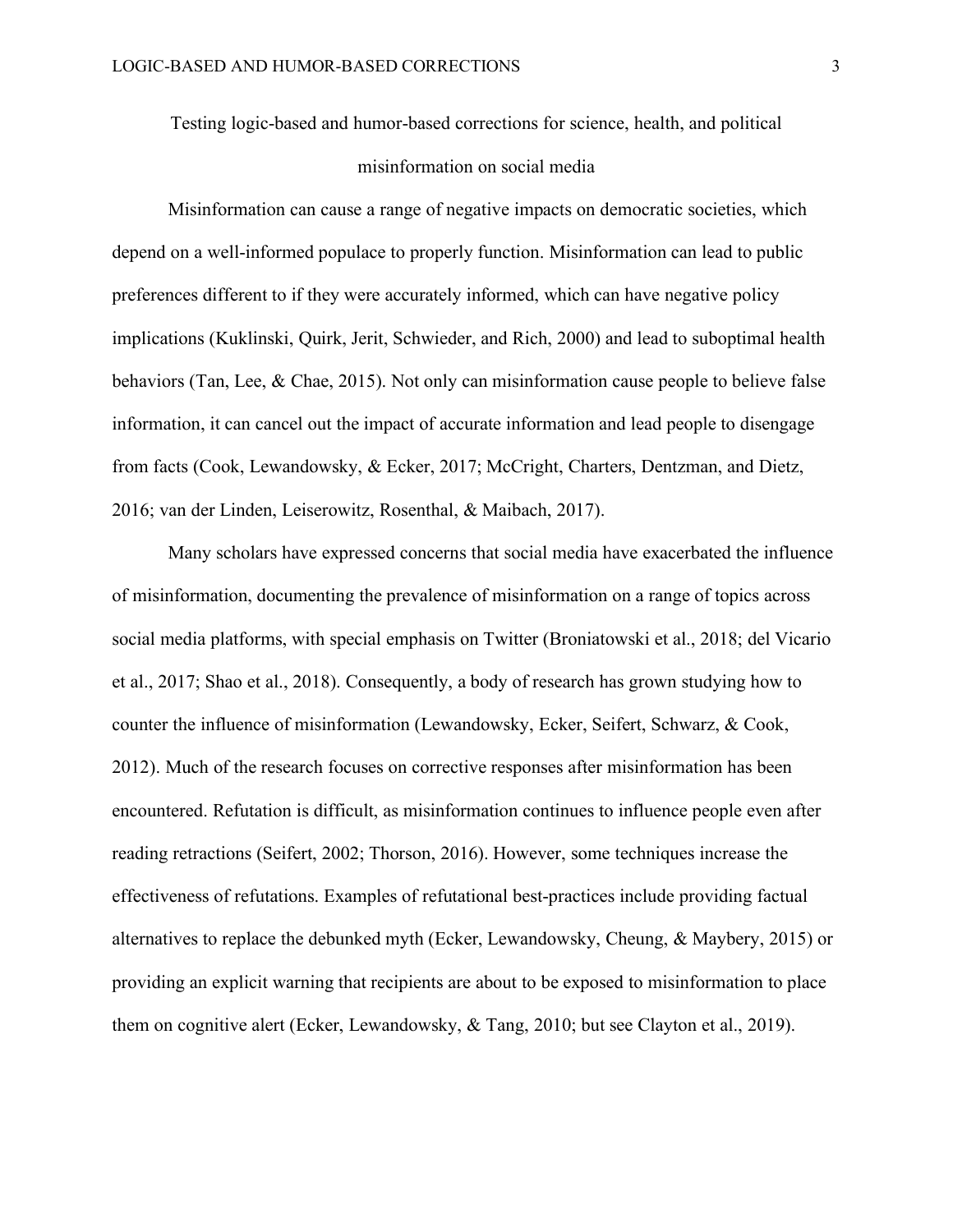# Testing logic-based and humor-based corrections for science, health, and political misinformation on social media

Misinformation can cause a range of negative impacts on democratic societies, which depend on a well-informed populace to properly function. Misinformation can lead to public preferences different to if they were accurately informed, which can have negative policy implications (Kuklinski, Quirk, Jerit, Schwieder, and Rich, 2000) and lead to suboptimal health behaviors (Tan, Lee, & Chae, 2015). Not only can misinformation cause people to believe false information, it can cancel out the impact of accurate information and lead people to disengage from facts (Cook, Lewandowsky, & Ecker, 2017; McCright, Charters, Dentzman, and Dietz, 2016; van der Linden, Leiserowitz, Rosenthal, & Maibach, 2017).

Many scholars have expressed concerns that social media have exacerbated the influence of misinformation, documenting the prevalence of misinformation on a range of topics across social media platforms, with special emphasis on Twitter (Broniatowski et al., 2018; del Vicario et al., 2017; Shao et al., 2018). Consequently, a body of research has grown studying how to counter the influence of misinformation (Lewandowsky, Ecker, Seifert, Schwarz, & Cook, 2012). Much of the research focuses on corrective responses after misinformation has been encountered. Refutation is difficult, as misinformation continues to influence people even after reading retractions (Seifert, 2002; Thorson, 2016). However, some techniques increase the effectiveness of refutations. Examples of refutational best-practices include providing factual alternatives to replace the debunked myth (Ecker, Lewandowsky, Cheung, & Maybery, 2015) or providing an explicit warning that recipients are about to be exposed to misinformation to place them on cognitive alert (Ecker, Lewandowsky, & Tang, 2010; but see Clayton et al., 2019).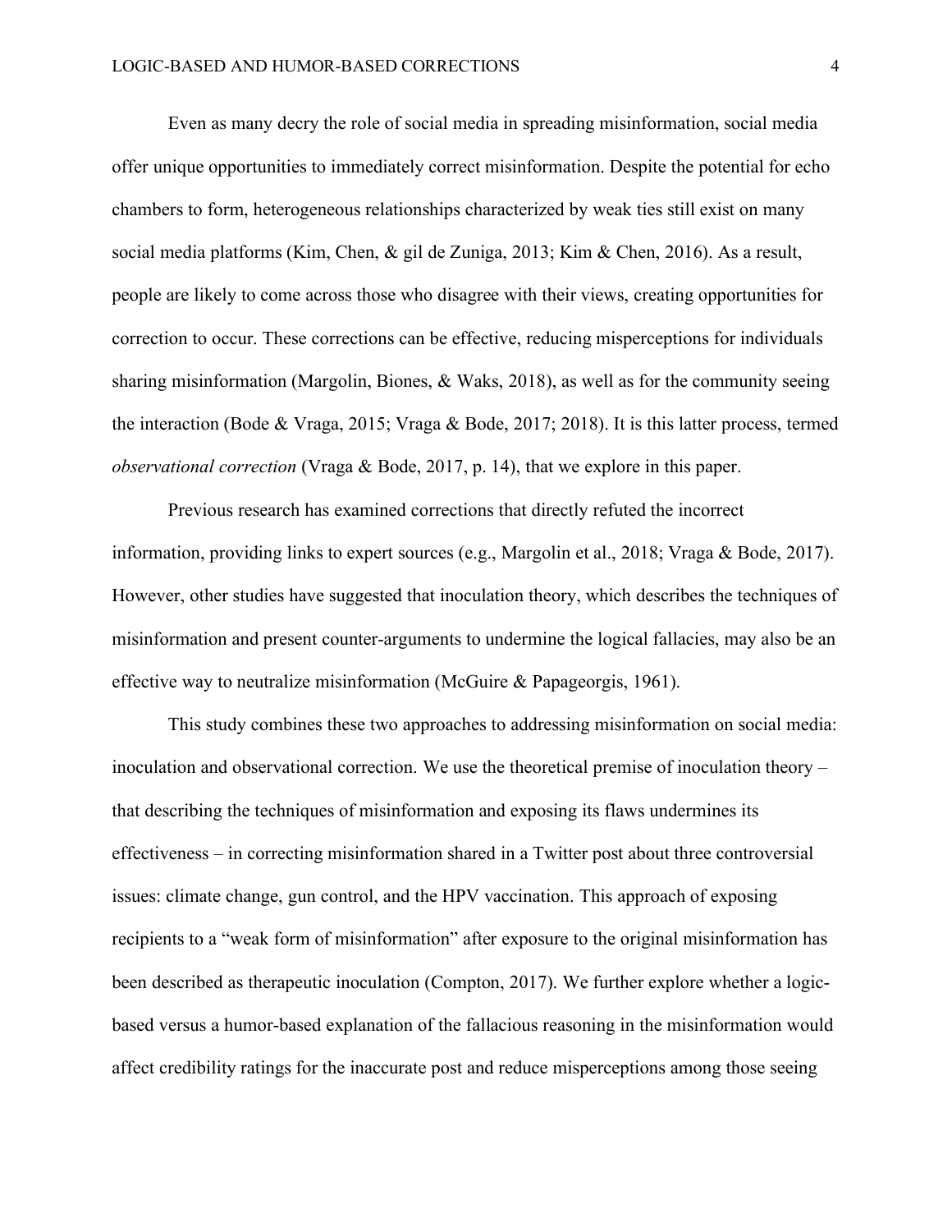Even as many decry the role of social media in spreading misinformation, social media offer unique opportunities to immediately correct misinformation. Despite the potential for echo chambers to form, heterogeneous relationships characterized by weak ties still exist on many social media platforms (Kim, Chen, & gil de Zuniga, 2013; Kim & Chen, 2016). As a result, people are likely to come across those who disagree with their views, creating opportunities for correction to occur. These corrections can be effective, reducing misperceptions for individuals sharing misinformation (Margolin, Biones, & Waks, 2018), as well as for the community seeing the interaction (Bode & Vraga, 2015; Vraga & Bode, 2017; 2018). It is this latter process, termed *observational correction* (Vraga & Bode, 2017, p. 14), that we explore in this paper.

Previous research has examined corrections that directly refuted the incorrect information, providing links to expert sources (e.g., Margolin et al., 2018; Vraga & Bode, 2017). However, other studies have suggested that inoculation theory, which describes the techniques of misinformation and present counter-arguments to undermine the logical fallacies, may also be an effective way to neutralize misinformation (McGuire & Papageorgis, 1961).

This study combines these two approaches to addressing misinformation on social media: inoculation and observational correction. We use the theoretical premise of inoculation theory – that describing the techniques of misinformation and exposing its flaws undermines its effectiveness – in correcting misinformation shared in a Twitter post about three controversial issues: climate change, gun control, and the HPV vaccination. This approach of exposing recipients to a "weak form of misinformation" after exposure to the original misinformation has been described as therapeutic inoculation (Compton, 2017). We further explore whether a logic-based versus a humor-based explanation of the fallacious reasoning in the misinformation would affect credibility ratings for the inaccurate post and reduce misperceptions among those seeing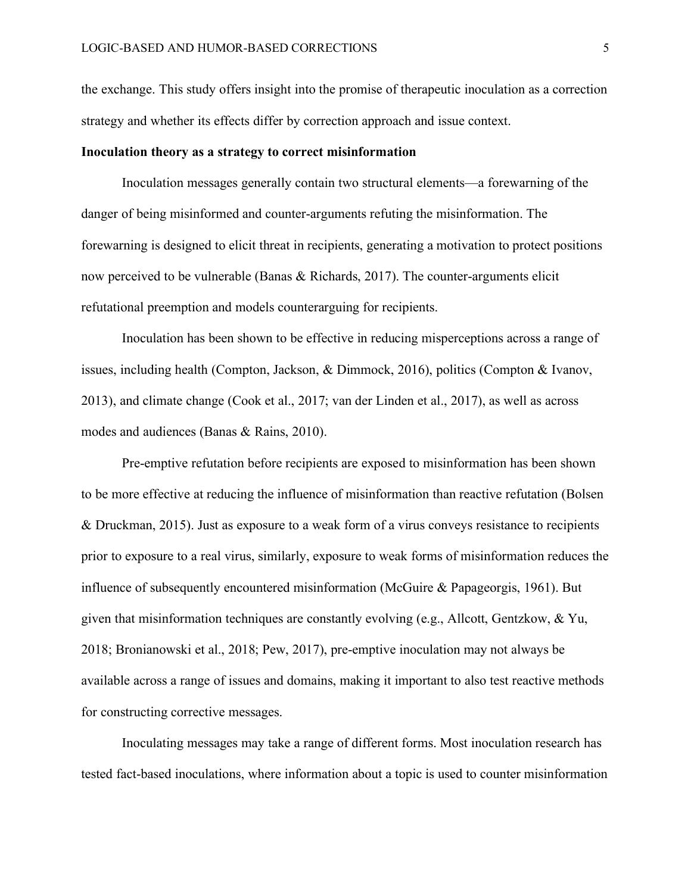the exchange. This study offers insight into the promise of therapeutic inoculation as a correction strategy and whether its effects differ by correction approach and issue context.

**Inoculation theory as a strategy to correct misinformation**

Inoculation messages generally contain two structural elements—a forewarning of the danger of being misinformed and counter-arguments refuting the misinformation. The forewarning is designed to elicit threat in recipients, generating a motivation to protect positions now perceived to be vulnerable (Banas & Richards, 2017). The counter-arguments elicit refutational preemption and models counterarguing for recipients.

Inoculation has been shown to be effective in reducing misperceptions across a range of issues, including health (Compton, Jackson, & Dimmock, 2016), politics (Compton & Ivanov, 2013), and climate change (Cook et al., 2017; van der Linden et al., 2017), as well as across modes and audiences (Banas & Rains, 2010).

Pre-emptive refutation before recipients are exposed to misinformation has been shown to be more effective at reducing the influence of misinformation than reactive refutation (Bolsen & Druckman, 2015). Just as exposure to a weak form of a virus conveys resistance to recipients prior to exposure to a real virus, similarly, exposure to weak forms of misinformation reduces the influence of subsequently encountered misinformation (McGuire & Papageorgis, 1961). But given that misinformation techniques are constantly evolving (e.g., Allcott, Gentzkow, & Yu, 2018; Bronianowski et al., 2018; Pew, 2017), pre-emptive inoculation may not always be available across a range of issues and domains, making it important to also test reactive methods for constructing corrective messages.

Inoculating messages may take a range of different forms. Most inoculation research has tested fact-based inoculations, where information about a topic is used to counter misinformation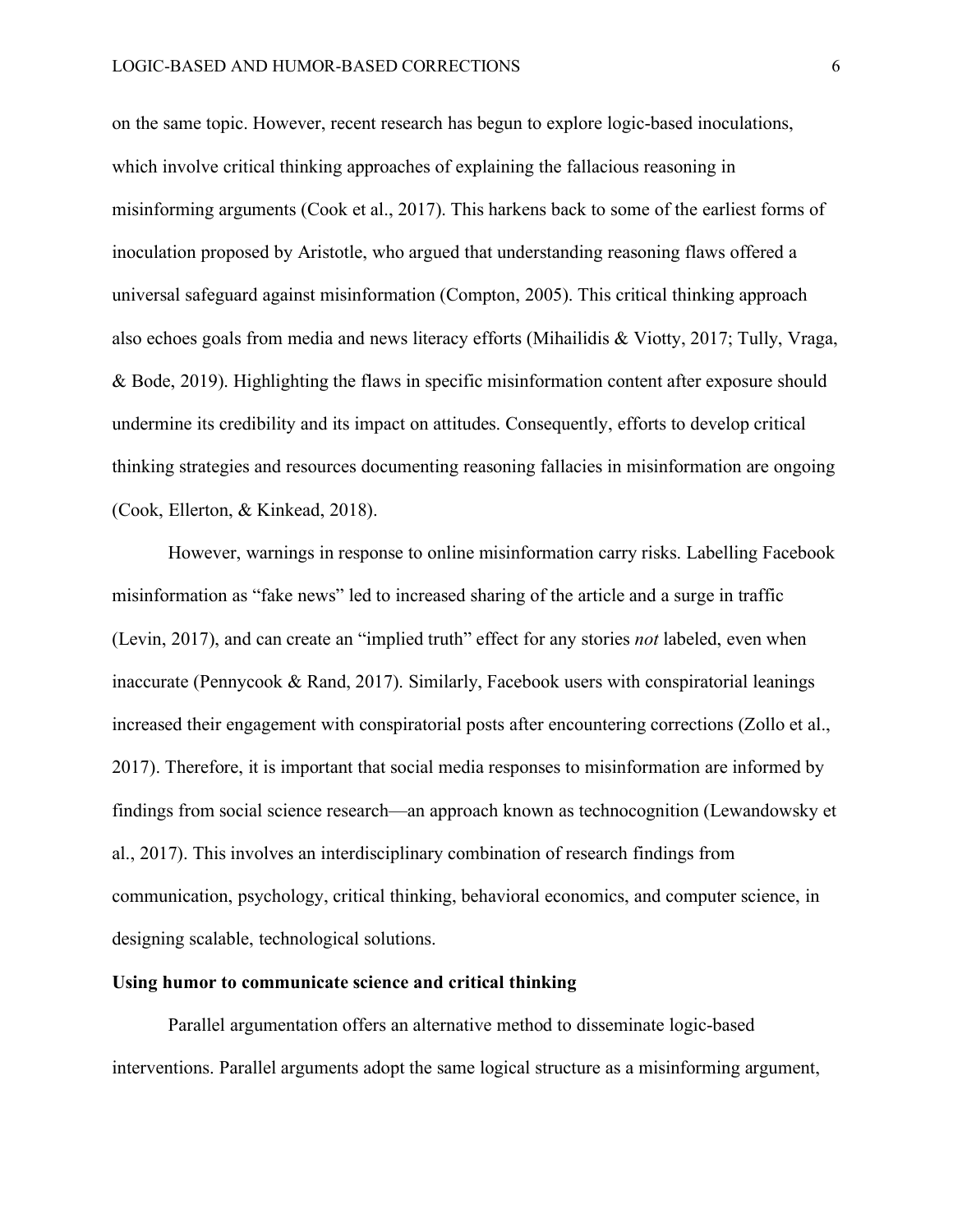on the same topic. However, recent research has begun to explore logic-based inoculations, which involve critical thinking approaches of explaining the fallacious reasoning in misinforming arguments (Cook et al., 2017). This harkens back to some of the earliest forms of inoculation proposed by Aristotle, who argued that understanding reasoning flaws offered a universal safeguard against misinformation (Compton, 2005). This critical thinking approach also echoes goals from media and news literacy efforts (Mihailidis & Viotty, 2017; Tully, Vraga, & Bode, 2019). Highlighting the flaws in specific misinformation content after exposure should undermine its credibility and its impact on attitudes. Consequently, efforts to develop critical thinking strategies and resources documenting reasoning fallacies in misinformation are ongoing (Cook, Ellerton, & Kinkead, 2018).

However, warnings in response to online misinformation carry risks. Labelling Facebook misinformation as "fake news" led to increased sharing of the article and a surge in traffic (Levin, 2017), and can create an "implied truth" effect for any stories *not* labeled, even when inaccurate (Pennycook & Rand, 2017). Similarly, Facebook users with conspiratorial leanings increased their engagement with conspiratorial posts after encountering corrections (Zollo et al., 2017). Therefore, it is important that social media responses to misinformation are informed by findings from social science research—an approach known as technocognition (Lewandowsky et al., 2017). This involves an interdisciplinary combination of research findings from communication, psychology, critical thinking, behavioral economics, and computer science, in designing scalable, technological solutions.

**Using humor to communicate science and critical thinking**

Parallel argumentation offers an alternative method to disseminate logic-based interventions. Parallel arguments adopt the same logical structure as a misinforming argument,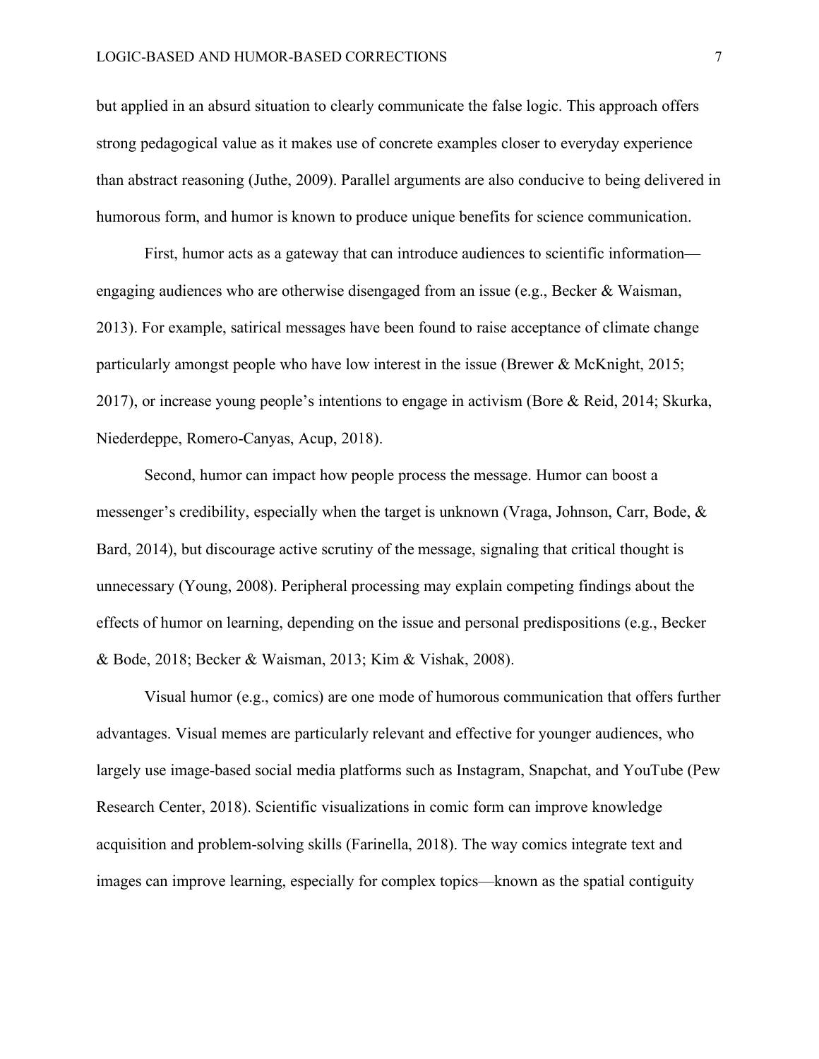but applied in an absurd situation to clearly communicate the false logic. This approach offers strong pedagogical value as it makes use of concrete examples closer to everyday experience than abstract reasoning (Juthe, 2009). Parallel arguments are also conducive to being delivered in humorous form, and humor is known to produce unique benefits for science communication.

First, humor acts as a gateway that can introduce audiences to scientific information—engaging audiences who are otherwise disengaged from an issue (e.g., Becker & Waisman, 2013). For example, satirical messages have been found to raise acceptance of climate change particularly amongst people who have low interest in the issue (Brewer & McKnight, 2015; 2017), or increase young people's intentions to engage in activism (Bore & Reid, 2014; Skurka, Niederdeppe, Romero-Canyas, Acup, 2018).

Second, humor can impact how people process the message. Humor can boost a messenger's credibility, especially when the target is unknown (Vraga, Johnson, Carr, Bode, & Bard, 2014), but discourage active scrutiny of the message, signaling that critical thought is unnecessary (Young, 2008). Peripheral processing may explain competing findings about the effects of humor on learning, depending on the issue and personal predispositions (e.g., Becker & Bode, 2018; Becker & Waisman, 2013; Kim & Vishak, 2008).

Visual humor (e.g., comics) are one mode of humorous communication that offers further advantages. Visual memes are particularly relevant and effective for younger audiences, who largely use image-based social media platforms such as Instagram, Snapchat, and YouTube (Pew Research Center, 2018). Scientific visualizations in comic form can improve knowledge acquisition and problem-solving skills (Farinella, 2018). The way comics integrate text and images can improve learning, especially for complex topics—known as the spatial contiguity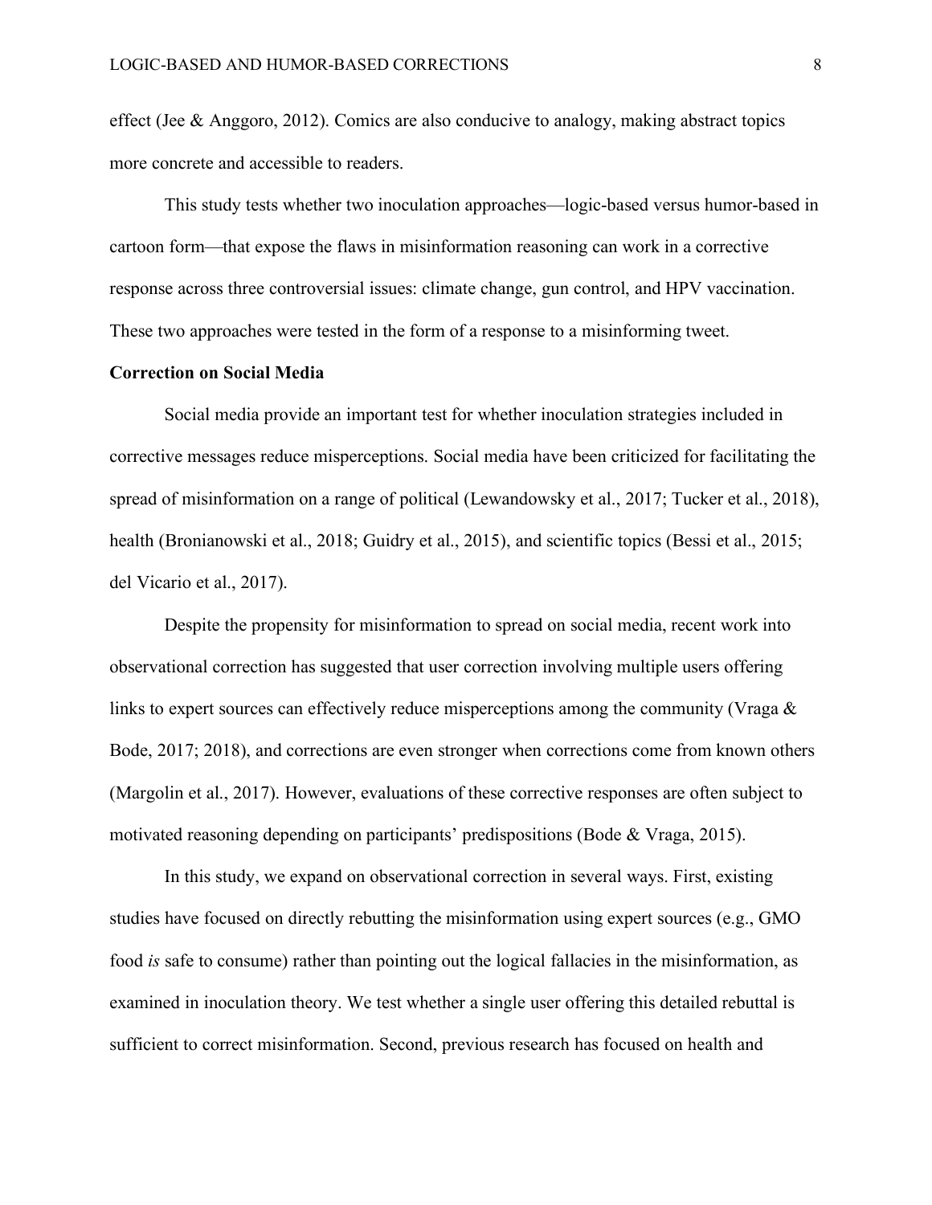effect (Jee & Anggoro, 2012). Comics are also conducive to analogy, making abstract topics more concrete and accessible to readers.

This study tests whether two inoculation approaches—logic-based versus humor-based in cartoon form—that expose the flaws in misinformation reasoning can work in a corrective response across three controversial issues: climate change, gun control, and HPV vaccination. These two approaches were tested in the form of a response to a misinforming tweet.

**Correction on Social Media**

Social media provide an important test for whether inoculation strategies included in corrective messages reduce misperceptions. Social media have been criticized for facilitating the spread of misinformation on a range of political (Lewandowsky et al., 2017; Tucker et al., 2018), health (Bronianowski et al., 2018; Guidry et al., 2015), and scientific topics (Bessi et al., 2015; del Vicario et al., 2017).

Despite the propensity for misinformation to spread on social media, recent work into observational correction has suggested that user correction involving multiple users offering links to expert sources can effectively reduce misperceptions among the community (Vraga & Bode, 2017; 2018), and corrections are even stronger when corrections come from known others (Margolin et al., 2017). However, evaluations of these corrective responses are often subject to motivated reasoning depending on participants' predispositions (Bode & Vraga, 2015).

In this study, we expand on observational correction in several ways. First, existing studies have focused on directly rebutting the misinformation using expert sources (e.g., GMO food *is* safe to consume) rather than pointing out the logical fallacies in the misinformation, as examined in inoculation theory. We test whether a single user offering this detailed rebuttal is sufficient to correct misinformation. Second, previous research has focused on health and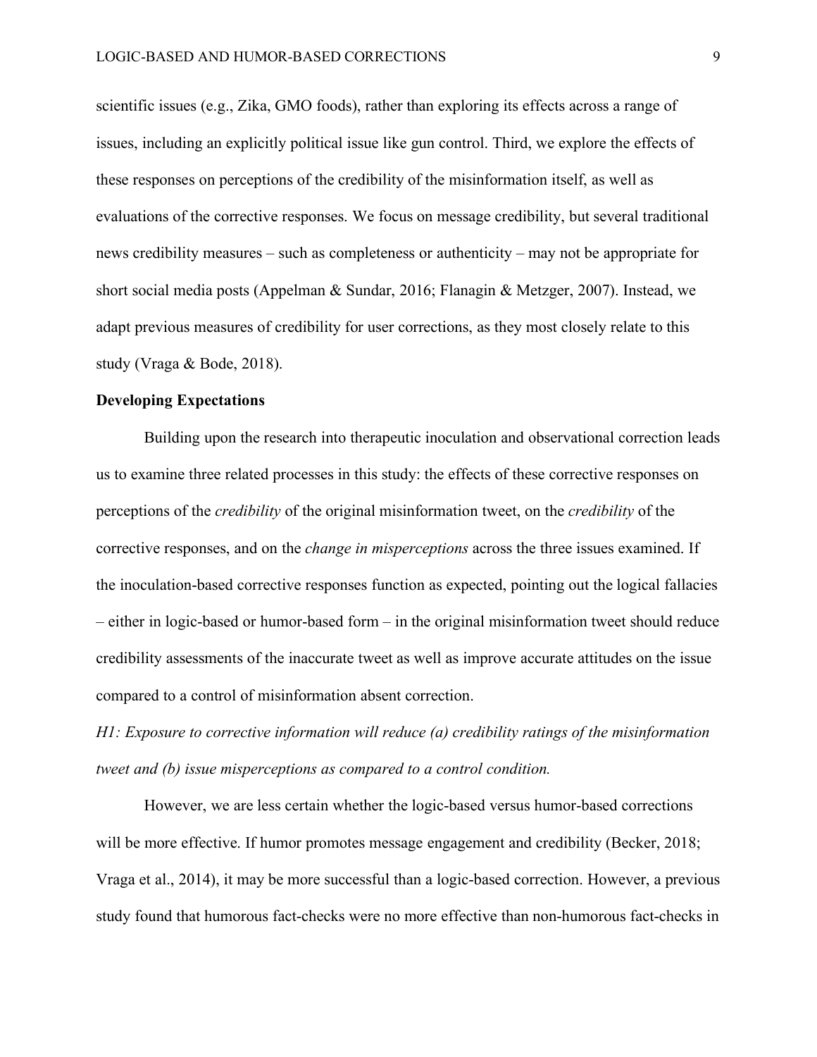scientific issues (e.g., Zika, GMO foods), rather than exploring its effects across a range of issues, including an explicitly political issue like gun control. Third, we explore the effects of these responses on perceptions of the credibility of the misinformation itself, as well as evaluations of the corrective responses. We focus on message credibility, but several traditional news credibility measures – such as completeness or authenticity – may not be appropriate for short social media posts (Appelman & Sundar, 2016; Flanagin & Metzger, 2007). Instead, we adapt previous measures of credibility for user corrections, as they most closely relate to this study (Vraga & Bode, 2018).

## Developing Expectations

Building upon the research into therapeutic inoculation and observational correction leads us to examine three related processes in this study: the effects of these corrective responses on perceptions of the *credibility* of the original misinformation tweet, on the *credibility* of the corrective responses, and on the *change in misperceptions* across the three issues examined. If the inoculation-based corrective responses function as expected, pointing out the logical fallacies – either in logic-based or humor-based form – in the original misinformation tweet should reduce credibility assessments of the inaccurate tweet as well as improve accurate attitudes on the issue compared to a control of misinformation absent correction.

*H1: Exposure to corrective information will reduce (a) credibility ratings of the misinformation tweet and (b) issue misperceptions as compared to a control condition.*

However, we are less certain whether the logic-based versus humor-based corrections will be more effective. If humor promotes message engagement and credibility (Becker, 2018; Vraga et al., 2014), it may be more successful than a logic-based correction. However, a previous study found that humorous fact-checks were no more effective than non-humorous fact-checks in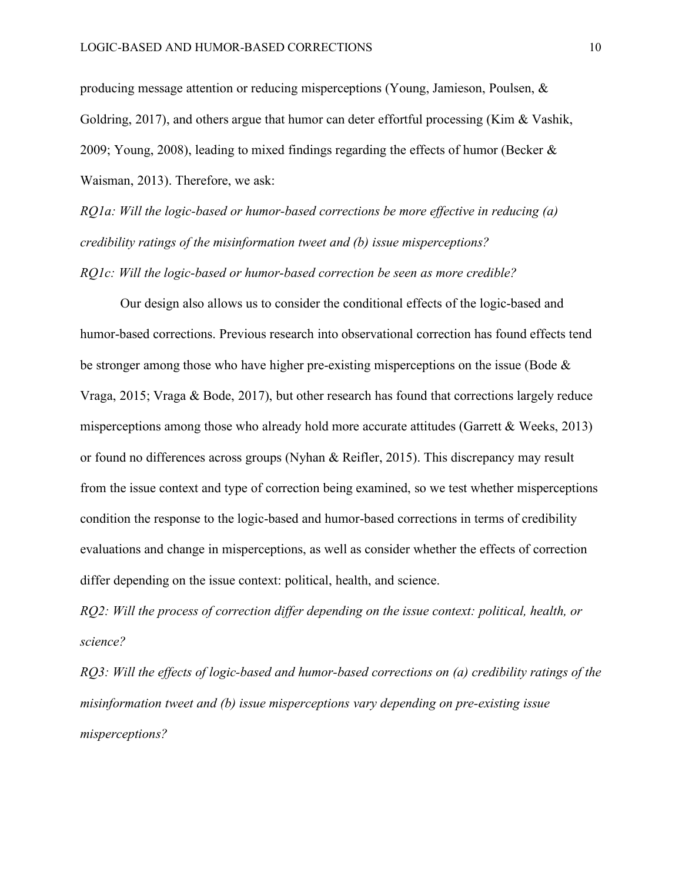producing message attention or reducing misperceptions (Young, Jamieson, Poulsen, & Goldring, 2017), and others argue that humor can deter effortful processing (Kim & Vashik, 2009; Young, 2008), leading to mixed findings regarding the effects of humor (Becker & Waisman, 2013). Therefore, we ask:

*RQ1a: Will the logic-based or humor-based corrections be more effective in reducing (a) credibility ratings of the misinformation tweet and (b) issue misperceptions?*

*RQ1c: Will the logic-based or humor-based correction be seen as more credible?*

Our design also allows us to consider the conditional effects of the logic-based and humor-based corrections. Previous research into observational correction has found effects tend be stronger among those who have higher pre-existing misperceptions on the issue (Bode & Vraga, 2015; Vraga & Bode, 2017), but other research has found that corrections largely reduce misperceptions among those who already hold more accurate attitudes (Garrett & Weeks, 2013) or found no differences across groups (Nyhan & Reifler, 2015). This discrepancy may result from the issue context and type of correction being examined, so we test whether misperceptions condition the response to the logic-based and humor-based corrections in terms of credibility evaluations and change in misperceptions, as well as consider whether the effects of correction differ depending on the issue context: political, health, and science.

*RQ2: Will the process of correction differ depending on the issue context: political, health, or science?*

*RQ3: Will the effects of logic-based and humor-based corrections on (a) credibility ratings of the misinformation tweet and (b) issue misperceptions vary depending on pre-existing issue misperceptions?*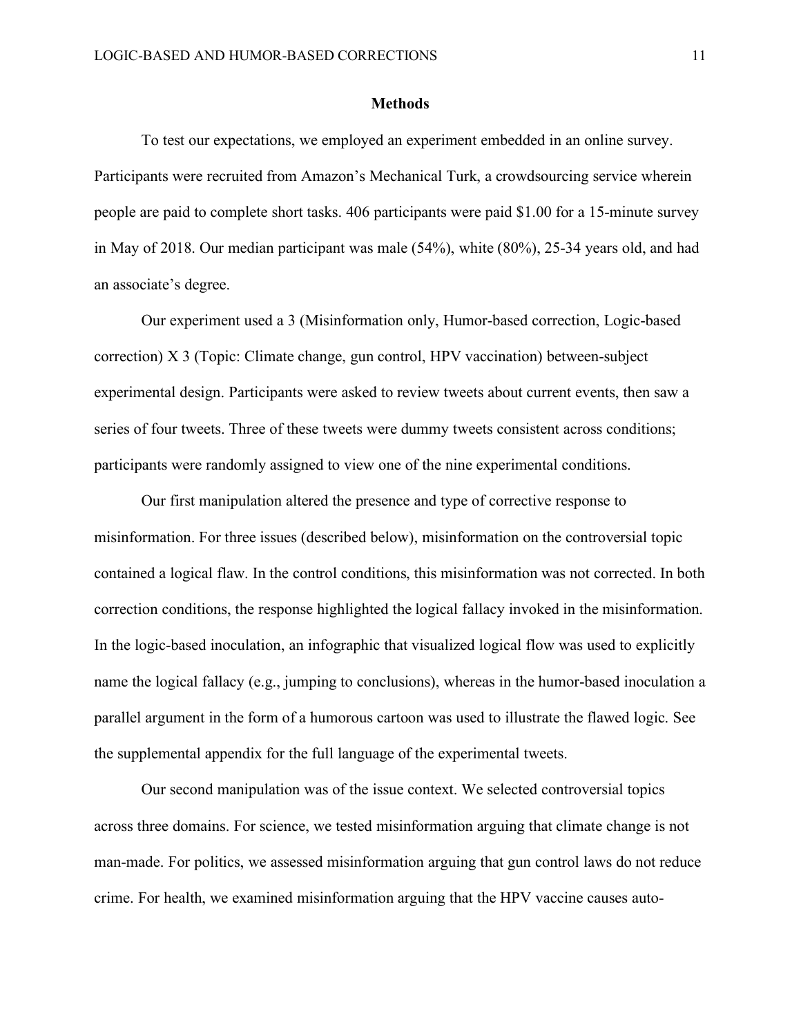## Methods

To test our expectations, we employed an experiment embedded in an online survey. Participants were recruited from Amazon's Mechanical Turk, a crowdsourcing service wherein people are paid to complete short tasks. 406 participants were paid $1.00 for a 15-minute survey in May of 2018. Our median participant was male (54%), white (80%), 25-34 years old, and had an associate's degree.

Our experiment used a 3 (Misinformation only, Humor-based correction, Logic-based correction) X 3 (Topic: Climate change, gun control, HPV vaccination) between-subject experimental design. Participants were asked to review tweets about current events, then saw a series of four tweets. Three of these tweets were dummy tweets consistent across conditions; participants were randomly assigned to view one of the nine experimental conditions.

Our first manipulation altered the presence and type of corrective response to misinformation. For three issues (described below), misinformation on the controversial topic contained a logical flaw. In the control conditions, this misinformation was not corrected. In both correction conditions, the response highlighted the logical fallacy invoked in the misinformation. In the logic-based inoculation, an infographic that visualized logical flow was used to explicitly name the logical fallacy (e.g., jumping to conclusions), whereas in the humor-based inoculation a parallel argument in the form of a humorous cartoon was used to illustrate the flawed logic. See the supplemental appendix for the full language of the experimental tweets.

Our second manipulation was of the issue context. We selected controversial topics across three domains. For science, we tested misinformation arguing that climate change is not man-made. For politics, we assessed misinformation arguing that gun control laws do not reduce crime. For health, we examined misinformation arguing that the HPV vaccine causes auto-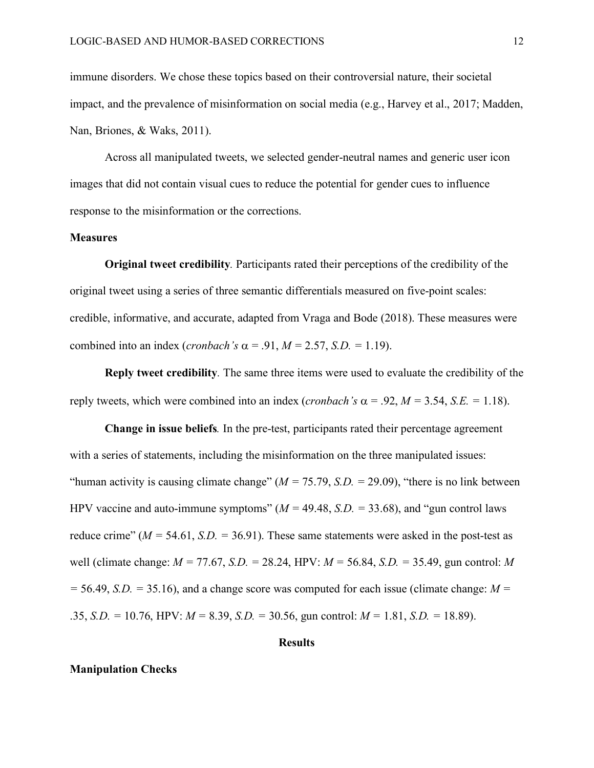immune disorders. We chose these topics based on their controversial nature, their societal impact, and the prevalence of misinformation on social media (e.g., Harvey et al., 2017; Madden, Nan, Briones, & Waks, 2011).

Across all manipulated tweets, we selected gender-neutral names and generic user icon images that did not contain visual cues to reduce the potential for gender cues to influence response to the misinformation or the corrections.

## Measures

**Original tweet credibility**. Participants rated their perceptions of the credibility of the original tweet using a series of three semantic differentials measured on five-point scales: credible, informative, and accurate, adapted from Vraga and Bode (2018). These measures were combined into an index (*cronbach's* $\alpha = .91$, $M = 2.57$, $S.D. = 1.19$).

**Reply tweet credibility**. The same three items were used to evaluate the credibility of the reply tweets, which were combined into an index (*cronbach's* $\alpha = .92$, $M = 3.54$, $S.E. = 1.18$).

**Change in issue beliefs**. In the pre-test, participants rated their percentage agreement with a series of statements, including the misinformation on the three manipulated issues: "human activity is causing climate change" ($M = 75.79$, $S.D. = 29.09$), "there is no link between HPV vaccine and auto-immune symptoms" ($M = 49.48$, $S.D. = 33.68$), and "gun control laws reduce crime" ($M = 54.61$, $S.D. = 36.91$). These same statements were asked in the post-test as well (climate change: $M = 77.67$, $S.D. = 28.24$, HPV: $M = 56.84$, $S.D. = 35.49$, gun control: $M = 56.49$, $S.D. = 35.16$), and a change score was computed for each issue (climate change: $M = .35$, $S.D. = 10.76$, HPV: $M = 8.39$, $S.D. = 30.56$, gun control: $M = 1.81$, $S.D. = 18.89$).

# Results

## Manipulation Checks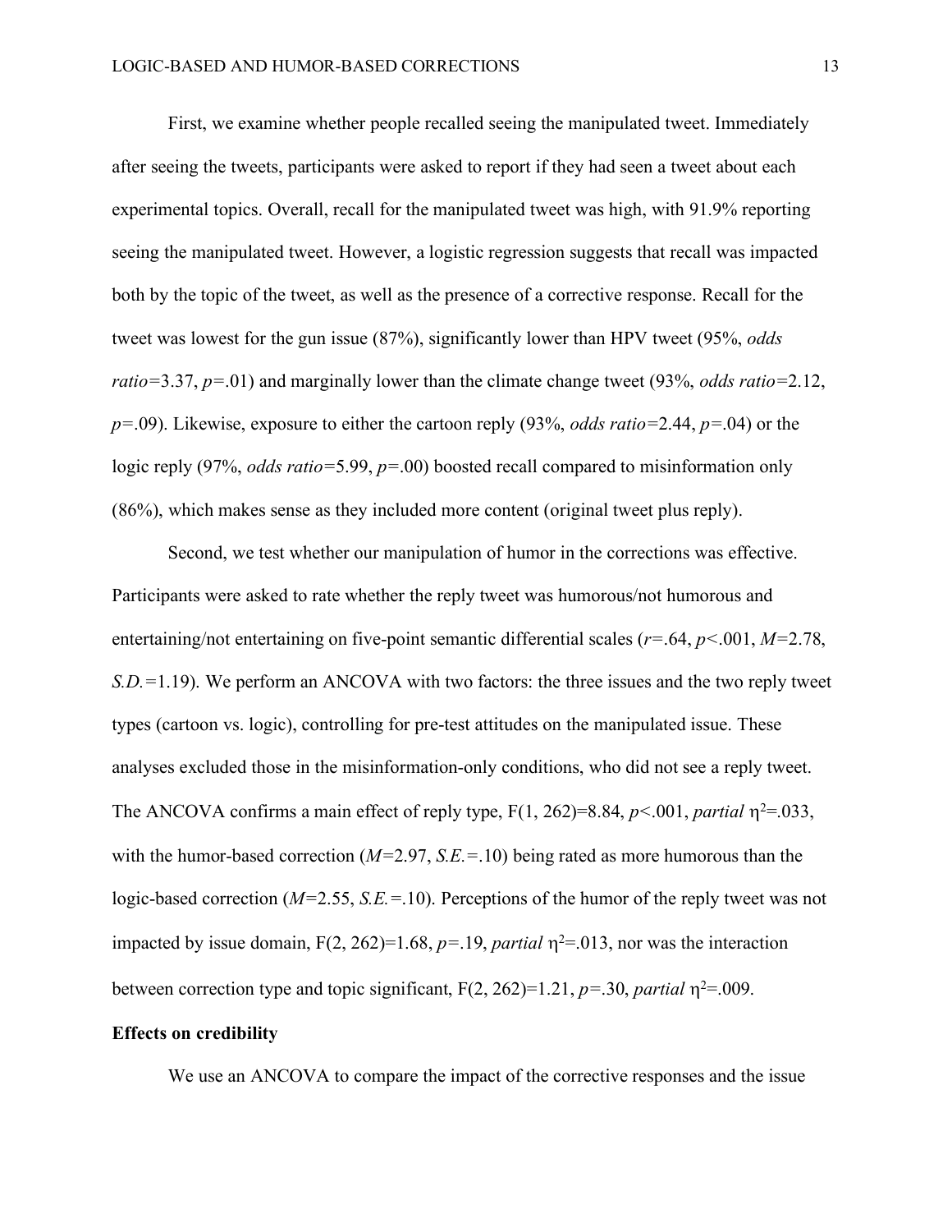First, we examine whether people recalled seeing the manipulated tweet. Immediately after seeing the tweets, participants were asked to report if they had seen a tweet about each experimental topics. Overall, recall for the manipulated tweet was high, with 91.9% reporting seeing the manipulated tweet. However, a logistic regression suggests that recall was impacted both by the topic of the tweet, as well as the presence of a corrective response. Recall for the tweet was lowest for the gun issue (87%), significantly lower than HPV tweet (95%, *odds ratio*=3.37, $p$=.01) and marginally lower than the climate change tweet (93%, *odds ratio*=2.12, $p$=.09). Likewise, exposure to either the cartoon reply (93%, *odds ratio*=2.44, $p$=.04) or the logic reply (97%, *odds ratio*=5.99, $p$=.00) boosted recall compared to misinformation only (86%), which makes sense as they included more content (original tweet plus reply).

Second, we test whether our manipulation of humor in the corrections was effective. Participants were asked to rate whether the reply tweet was humorous/not humorous and entertaining/not entertaining on five-point semantic differential scales ($r$=.64, $p$<.001, $M$=2.78, *S.D.*=1.19). We perform an ANCOVA with two factors: the three issues and the two reply tweet types (cartoon vs. logic), controlling for pre-test attitudes on the manipulated issue. These analyses excluded those in the misinformation-only conditions, who did not see a reply tweet. The ANCOVA confirms a main effect of reply type, $F(1, 262)$=8.84, $p$<.001, *partial* $\eta^2$=.033, with the humor-based correction ($M$=2.97, *S.E.*=.10) being rated as more humorous than the logic-based correction ($M$=2.55, *S.E.*=.10). Perceptions of the humor of the reply tweet was not impacted by issue domain, $F(2, 262)$=1.68, $p$=.19, *partial* $\eta^2$=.013, nor was the interaction between correction type and topic significant, $F(2, 262)$=1.21, $p$=.30, *partial* $\eta^2$=.009.

### Effects on credibility

We use an ANCOVA to compare the impact of the corrective responses and the issue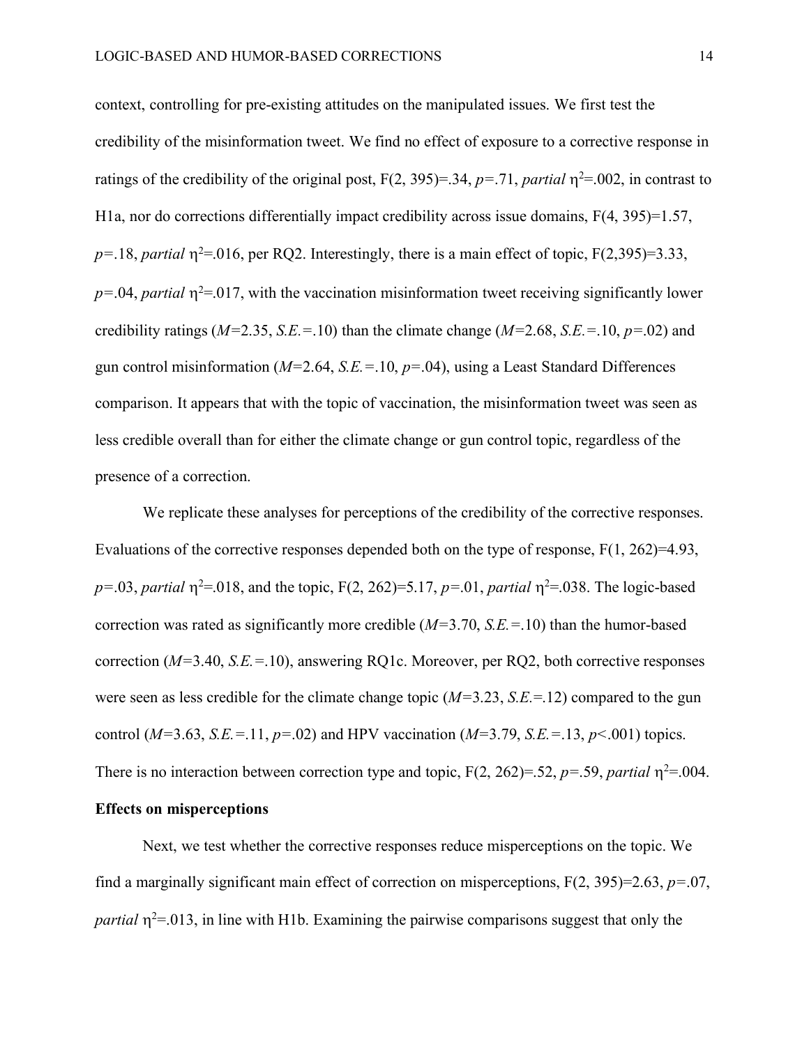context, controlling for pre-existing attitudes on the manipulated issues. We first test the credibility of the misinformation tweet. We find no effect of exposure to a corrective response in ratings of the credibility of the original post, $F(2, 395)=.34$, $p=.71$, *partial* $\eta^2=.002$, in contrast to H1a, nor do corrections differentially impact credibility across issue domains, $F(4, 395)=1.57$, $p=.18$, *partial* $\eta^2=.016$, per RQ2. Interestingly, there is a main effect of topic, $F(2,395)=3.33$, $p=.04$, *partial* $\eta^2=.017$, with the vaccination misinformation tweet receiving significantly lower credibility ratings ($M=2.35$, $S.E.=.10$) than the climate change ($M=2.68$, $S.E.=.10$, $p=.02$) and gun control misinformation ($M=2.64$, $S.E.=.10$, $p=.04$), using a Least Standard Differences comparison. It appears that with the topic of vaccination, the misinformation tweet was seen as less credible overall than for either the climate change or gun control topic, regardless of the presence of a correction.

We replicate these analyses for perceptions of the credibility of the corrective responses. Evaluations of the corrective responses depended both on the type of response, $F(1, 262)=4.93$, $p=.03$, *partial* $\eta^2=.018$, and the topic, $F(2, 262)=5.17$, $p=.01$, *partial* $\eta^2=.038$. The logic-based correction was rated as significantly more credible ($M=3.70$, $S.E.=.10$) than the humor-based correction ($M=3.40$, $S.E.=.10$), answering RQ1c. Moreover, per RQ2, both corrective responses were seen as less credible for the climate change topic ($M=3.23$, $S.E.=.12$) compared to the gun control ($M=3.63$, $S.E.=.11$, $p=.02$) and HPV vaccination ($M=3.79$, $S.E.=.13$, $p<.001$) topics. There is no interaction between correction type and topic, $F(2, 262)=.52$, $p=.59$, *partial* $\eta^2=.004$.

**Effects on misperceptions**

Next, we test whether the corrective responses reduce misperceptions on the topic. We find a marginally significant main effect of correction on misperceptions, $F(2, 395)=2.63$, $p=.07$, *partial* $\eta^2=.013$, in line with H1b. Examining the pairwise comparisons suggest that only the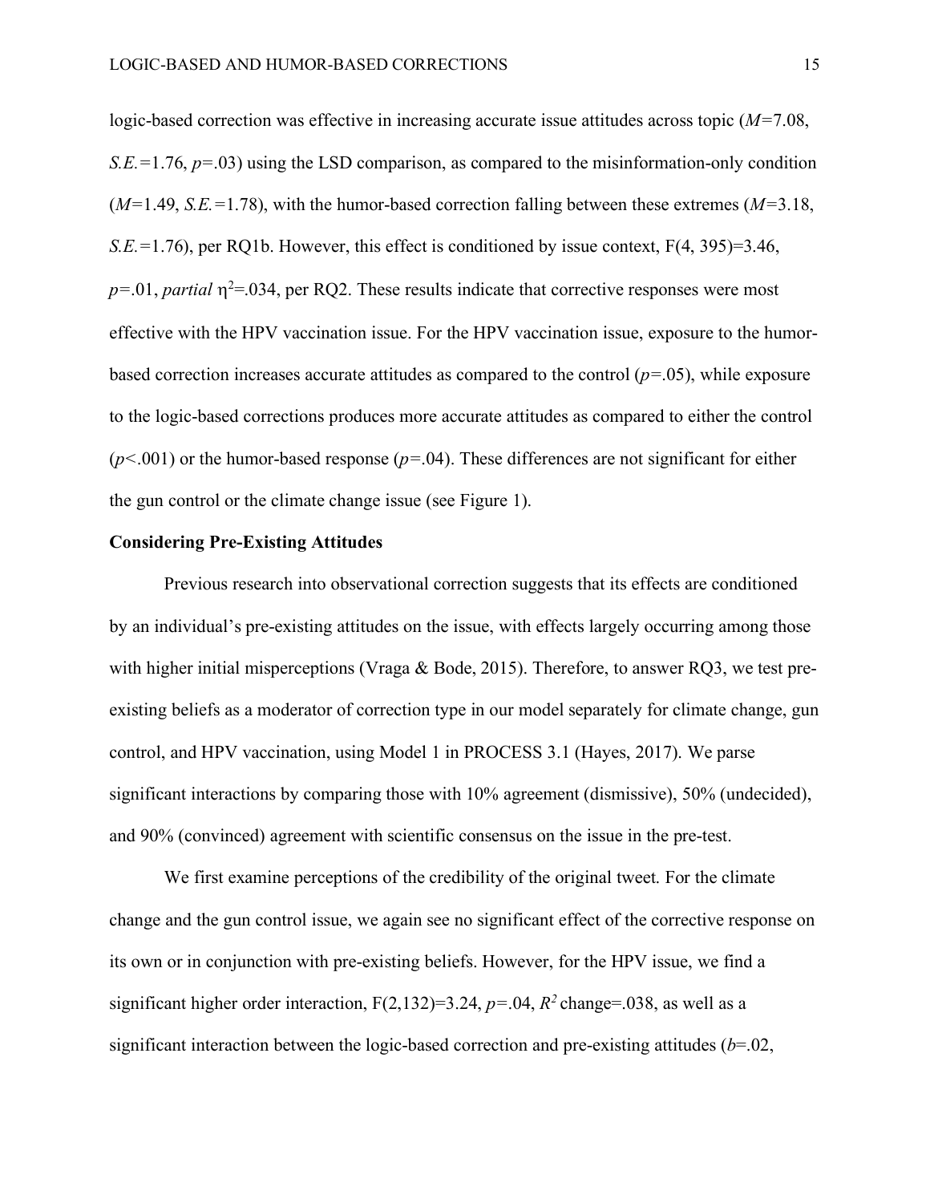logic-based correction was effective in increasing accurate issue attitudes across topic ($M$=7.08, $S.E.$=1.76, $p$=.03) using the LSD comparison, as compared to the misinformation-only condition ($M$=1.49, $S.E.$=1.78), with the humor-based correction falling between these extremes ($M$=3.18, $S.E.$=1.76), per RQ1b. However, this effect is conditioned by issue context, $F(4, 395)=3.46$, $p$=.01, *partial* $\eta^2$=.034, per RQ2. These results indicate that corrective responses were most effective with the HPV vaccination issue. For the HPV vaccination issue, exposure to the humor-based correction increases accurate attitudes as compared to the control ($p$=.05), while exposure to the logic-based corrections produces more accurate attitudes as compared to either the control ($p$<.001) or the humor-based response ($p$=.04). These differences are not significant for either the gun control or the climate change issue (see Figure 1).

**Considering Pre-Existing Attitudes**

Previous research into observational correction suggests that its effects are conditioned by an individual's pre-existing attitudes on the issue, with effects largely occurring among those with higher initial misperceptions (Vraga & Bode, 2015). Therefore, to answer RQ3, we test pre-existing beliefs as a moderator of correction type in our model separately for climate change, gun control, and HPV vaccination, using Model 1 in PROCESS 3.1 (Hayes, 2017). We parse significant interactions by comparing those with 10% agreement (dismissive), 50% (undecided), and 90% (convinced) agreement with scientific consensus on the issue in the pre-test.

We first examine perceptions of the credibility of the original tweet. For the climate change and the gun control issue, we again see no significant effect of the corrective response on its own or in conjunction with pre-existing beliefs. However, for the HPV issue, we find a significant higher order interaction, $F(2,132)=3.24$, $p$=.04, $R^2$ change=.038, as well as a significant interaction between the logic-based correction and pre-existing attitudes ($b$=.02,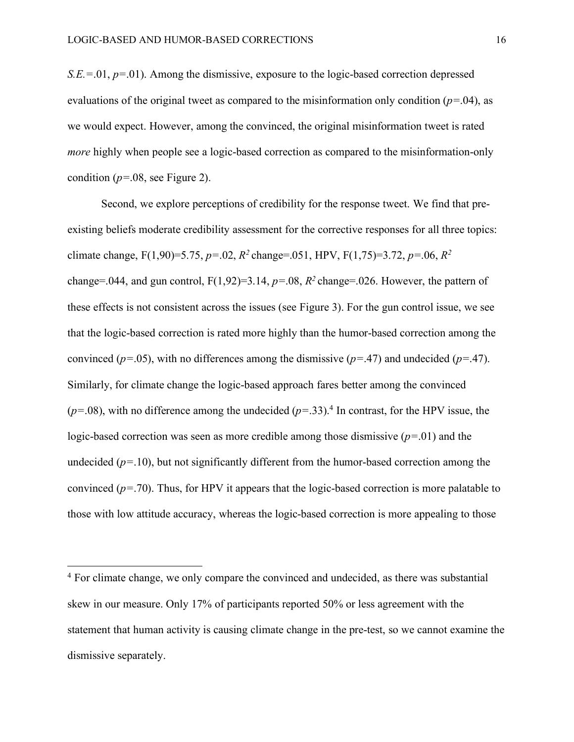*S.E.*=.01, $p$=.01). Among the dismissive, exposure to the logic-based correction depressed evaluations of the original tweet as compared to the misinformation only condition ($p$=.04), as we would expect. However, among the convinced, the original misinformation tweet is rated *more* highly when people see a logic-based correction as compared to the misinformation-only condition ($p$=.08, see Figure 2).

Second, we explore perceptions of credibility for the response tweet. We find that pre-existing beliefs moderate credibility assessment for the corrective responses for all three topics: climate change, F(1,90)=5.75, $p$=.02, $R^2$ change=.051, HPV, F(1,75)=3.72, $p$=.06, $R^2$ change=.044, and gun control, F(1,92)=3.14, $p$=.08, $R^2$ change=.026. However, the pattern of these effects is not consistent across the issues (see Figure 3). For the gun control issue, we see that the logic-based correction is rated more highly than the humor-based correction among the convinced ($p$=.05), with no differences among the dismissive ($p$=.47) and undecided ($p$=.47). Similarly, for climate change the logic-based approach fares better among the convinced ($p$=.08), with no difference among the undecided ($p$=.33).[4] In contrast, for the HPV issue, the logic-based correction was seen as more credible among those dismissive ($p$=.01) and the undecided ($p$=.10), but not significantly different from the humor-based correction among the convinced ($p$=.70). Thus, for HPV it appears that the logic-based correction is more palatable to those with low attitude accuracy, whereas the logic-based correction is more appealing to those

---

[4] For climate change, we only compare the convinced and undecided, as there was substantial skew in our measure. Only 17% of participants reported 50% or less agreement with the statement that human activity is causing climate change in the pre-test, so we cannot examine the dismissive separately.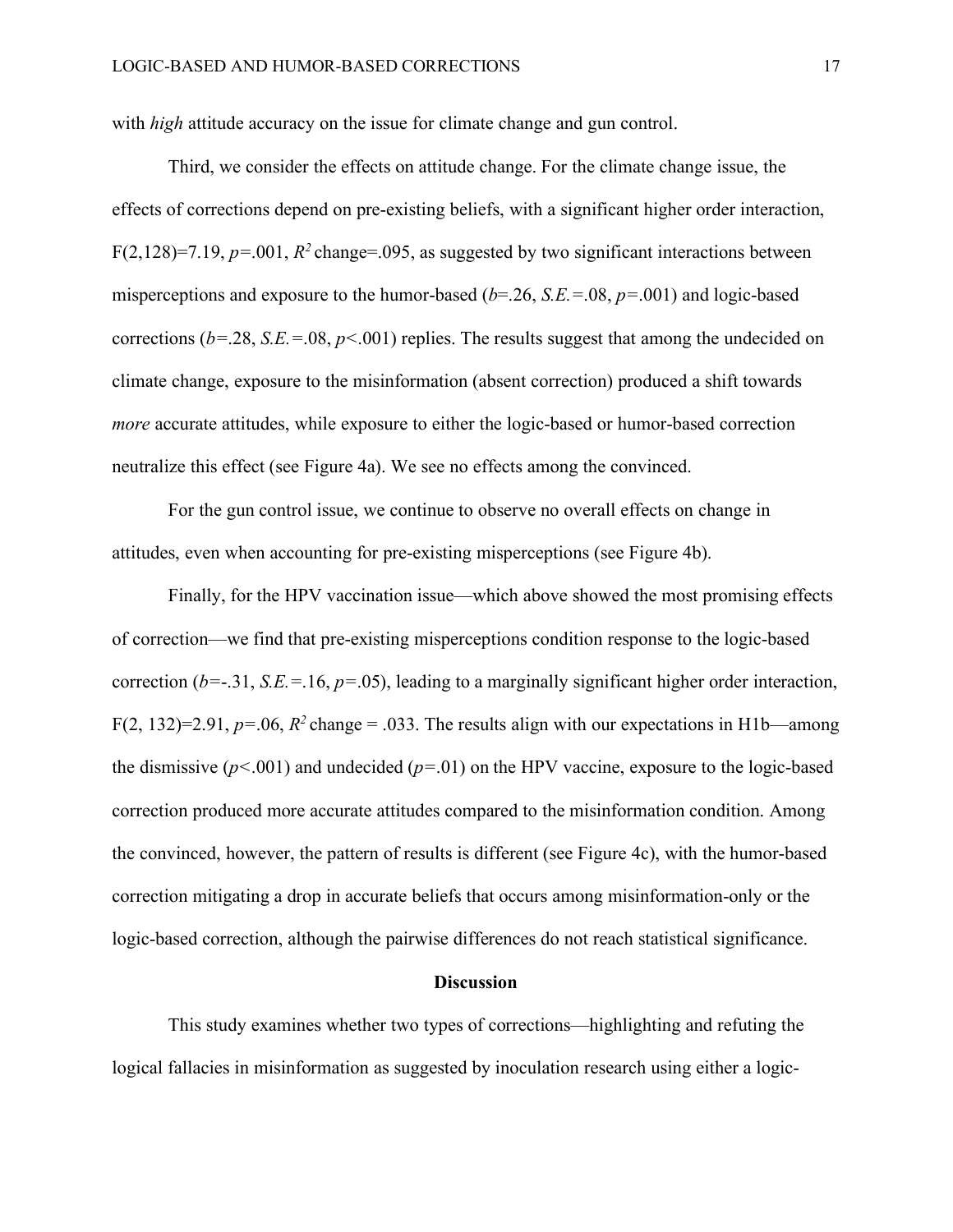with *high* attitude accuracy on the issue for climate change and gun control.

Third, we consider the effects on attitude change. For the climate change issue, the effects of corrections depend on pre-existing beliefs, with a significant higher order interaction, $F(2,128)=7.19$, $p=.001$, $R^2$ change=.095, as suggested by two significant interactions between misperceptions and exposure to the humor-based ($b=.26$, $S.E.=.08$, $p=.001$) and logic-based corrections ($b=.28$, $S.E.=.08$, $p<.001$) replies. The results suggest that among the undecided on climate change, exposure to the misinformation (absent correction) produced a shift towards *more* accurate attitudes, while exposure to either the logic-based or humor-based correction neutralize this effect (see Figure 4a). We see no effects among the convinced.

For the gun control issue, we continue to observe no overall effects on change in attitudes, even when accounting for pre-existing misperceptions (see Figure 4b).

Finally, for the HPV vaccination issue—which above showed the most promising effects of correction—we find that pre-existing misperceptions condition response to the logic-based correction ($b=-.31$, $S.E.=.16$, $p=.05$), leading to a marginally significant higher order interaction, $F(2, 132)=2.91$, $p=.06$, $R^2$ change = .033. The results align with our expectations in H1b—among the dismissive ($p<.001$) and undecided ($p=.01$) on the HPV vaccine, exposure to the logic-based correction produced more accurate attitudes compared to the misinformation condition. Among the convinced, however, the pattern of results is different (see Figure 4c), with the humor-based correction mitigating a drop in accurate beliefs that occurs among misinformation-only or the logic-based correction, although the pairwise differences do not reach statistical significance.

## Discussion

This study examines whether two types of corrections—highlighting and refuting the logical fallacies in misinformation as suggested by inoculation research using either a logic-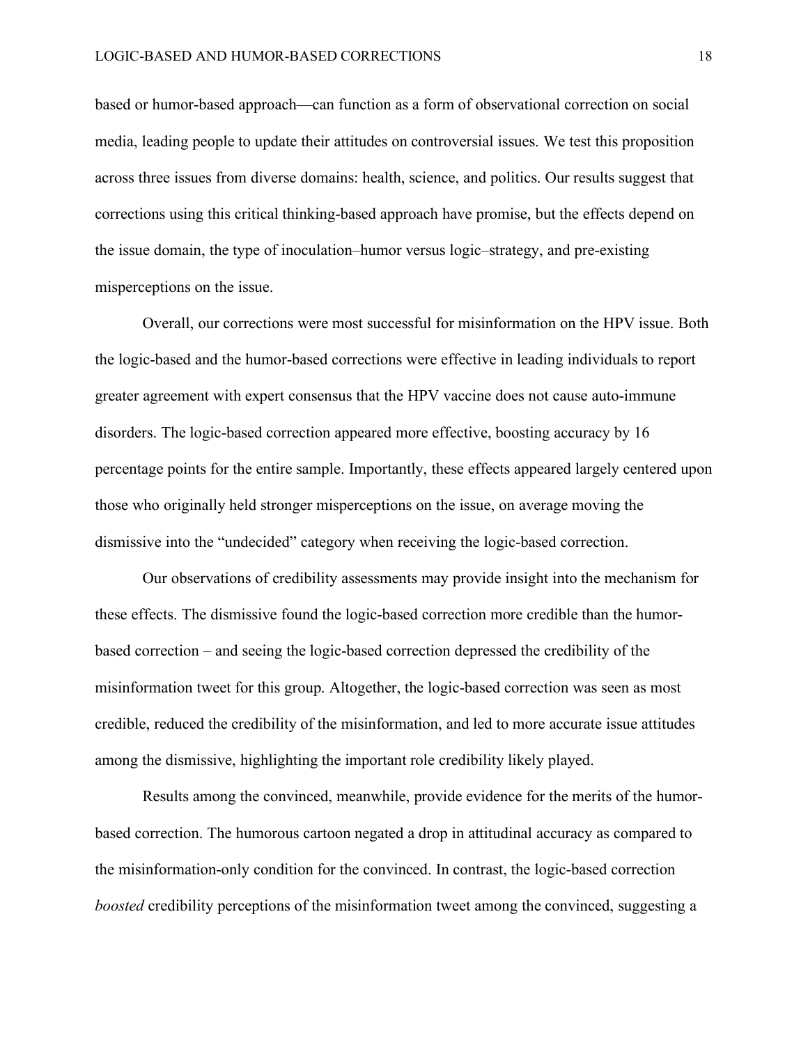based or humor-based approach—can function as a form of observational correction on social media, leading people to update their attitudes on controversial issues. We test this proposition across three issues from diverse domains: health, science, and politics. Our results suggest that corrections using this critical thinking-based approach have promise, but the effects depend on the issue domain, the type of inoculation–humor versus logic–strategy, and pre-existing misperceptions on the issue.

Overall, our corrections were most successful for misinformation on the HPV issue. Both the logic-based and the humor-based corrections were effective in leading individuals to report greater agreement with expert consensus that the HPV vaccine does not cause auto-immune disorders. The logic-based correction appeared more effective, boosting accuracy by 16 percentage points for the entire sample. Importantly, these effects appeared largely centered upon those who originally held stronger misperceptions on the issue, on average moving the dismissive into the "undecided" category when receiving the logic-based correction.

Our observations of credibility assessments may provide insight into the mechanism for these effects. The dismissive found the logic-based correction more credible than the humor-based correction – and seeing the logic-based correction depressed the credibility of the misinformation tweet for this group. Altogether, the logic-based correction was seen as most credible, reduced the credibility of the misinformation, and led to more accurate issue attitudes among the dismissive, highlighting the important role credibility likely played.

Results among the convinced, meanwhile, provide evidence for the merits of the humor-based correction. The humorous cartoon negated a drop in attitudinal accuracy as compared to the misinformation-only condition for the convinced. In contrast, the logic-based correction *boosted* credibility perceptions of the misinformation tweet among the convinced, suggesting a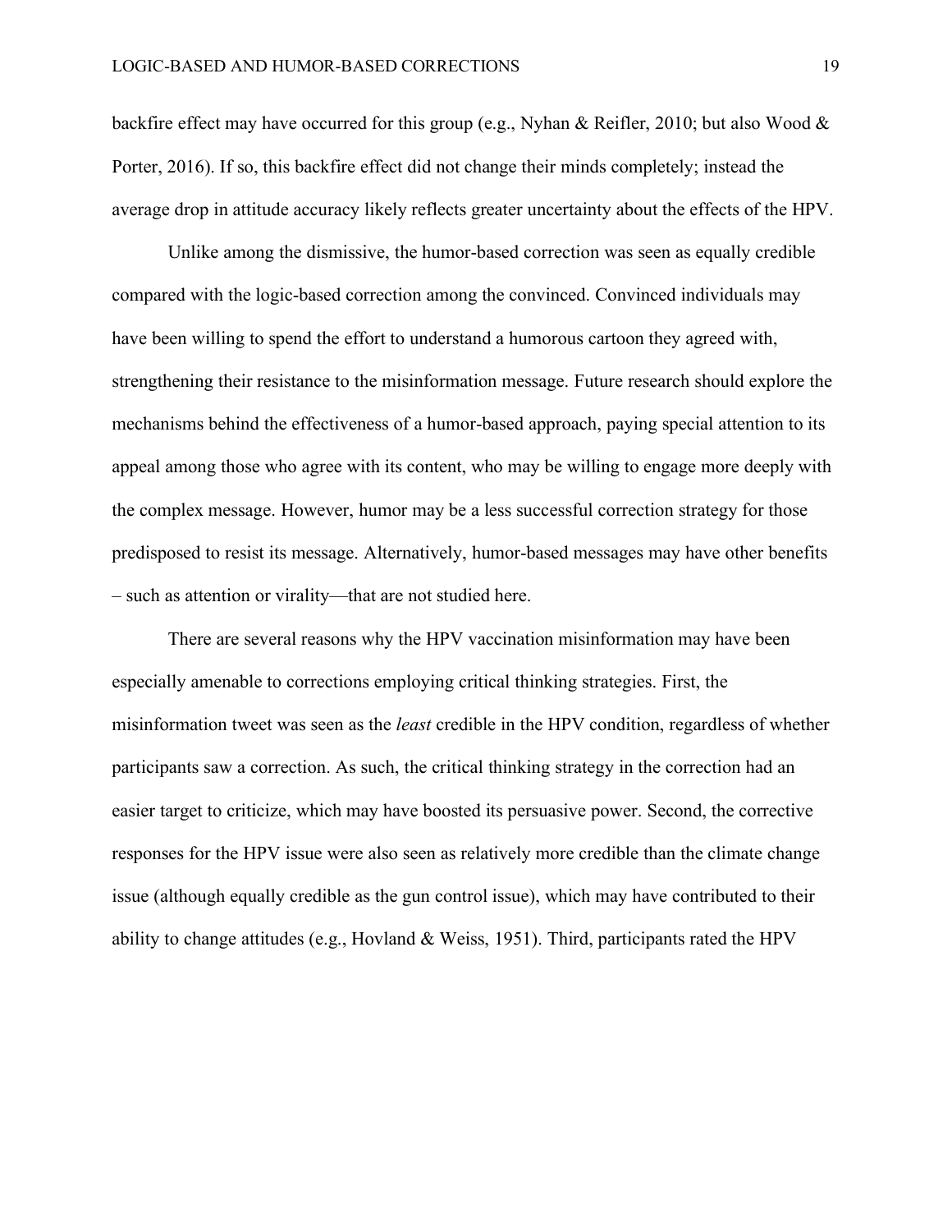backfire effect may have occurred for this group (e.g., Nyhan & Reifler, 2010; but also Wood & Porter, 2016). If so, this backfire effect did not change their minds completely; instead the average drop in attitude accuracy likely reflects greater uncertainty about the effects of the HPV.

Unlike among the dismissive, the humor-based correction was seen as equally credible compared with the logic-based correction among the convinced. Convinced individuals may have been willing to spend the effort to understand a humorous cartoon they agreed with, strengthening their resistance to the misinformation message. Future research should explore the mechanisms behind the effectiveness of a humor-based approach, paying special attention to its appeal among those who agree with its content, who may be willing to engage more deeply with the complex message. However, humor may be a less successful correction strategy for those predisposed to resist its message. Alternatively, humor-based messages may have other benefits – such as attention or virality—that are not studied here.

There are several reasons why the HPV vaccination misinformation may have been especially amenable to corrections employing critical thinking strategies. First, the misinformation tweet was seen as the *least* credible in the HPV condition, regardless of whether participants saw a correction. As such, the critical thinking strategy in the correction had an easier target to criticize, which may have boosted its persuasive power. Second, the corrective responses for the HPV issue were also seen as relatively more credible than the climate change issue (although equally credible as the gun control issue), which may have contributed to their ability to change attitudes (e.g., Hovland & Weiss, 1951). Third, participants rated the HPV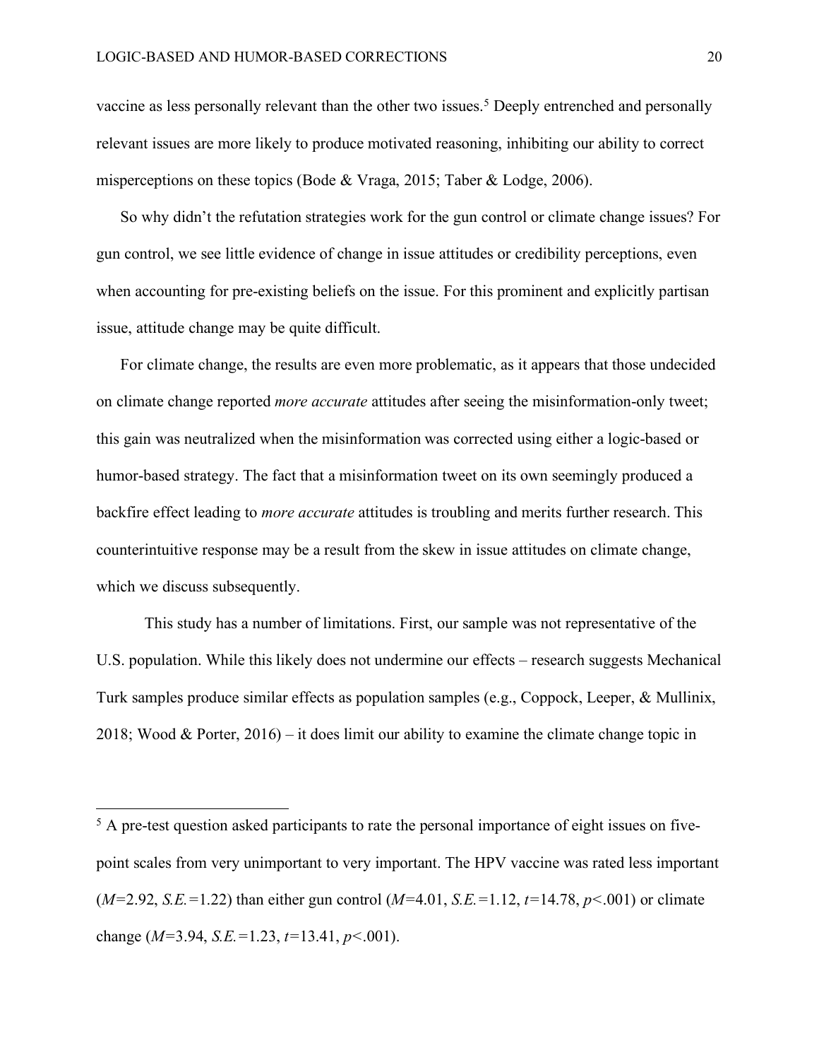vaccine as less personally relevant than the other two issues.[5] Deeply entrenched and personally relevant issues are more likely to produce motivated reasoning, inhibiting our ability to correct misperceptions on these topics (Bode & Vraga, 2015; Taber & Lodge, 2006).

So why didn't the refutation strategies work for the gun control or climate change issues? For gun control, we see little evidence of change in issue attitudes or credibility perceptions, even when accounting for pre-existing beliefs on the issue. For this prominent and explicitly partisan issue, attitude change may be quite difficult.

For climate change, the results are even more problematic, as it appears that those undecided on climate change reported *more accurate* attitudes after seeing the misinformation-only tweet; this gain was neutralized when the misinformation was corrected using either a logic-based or humor-based strategy. The fact that a misinformation tweet on its own seemingly produced a backfire effect leading to *more accurate* attitudes is troubling and merits further research. This counterintuitive response may be a result from the skew in issue attitudes on climate change, which we discuss subsequently.

This study has a number of limitations. First, our sample was not representative of the U.S. population. While this likely does not undermine our effects – research suggests Mechanical Turk samples produce similar effects as population samples (e.g., Coppock, Leeper, & Mullinix, 2018; Wood & Porter, 2016) – it does limit our ability to examine the climate change topic in

---

[5] A pre-test question asked participants to rate the personal importance of eight issues on five-point scales from very unimportant to very important. The HPV vaccine was rated less important ($M$=2.92, $S.E.$=1.22) than either gun control ($M$=4.01, $S.E.$=1.12, $t$=14.78, $p$<.001) or climate change ($M$=3.94, $S.E.$=1.23, $t$=13.41, $p$<.001).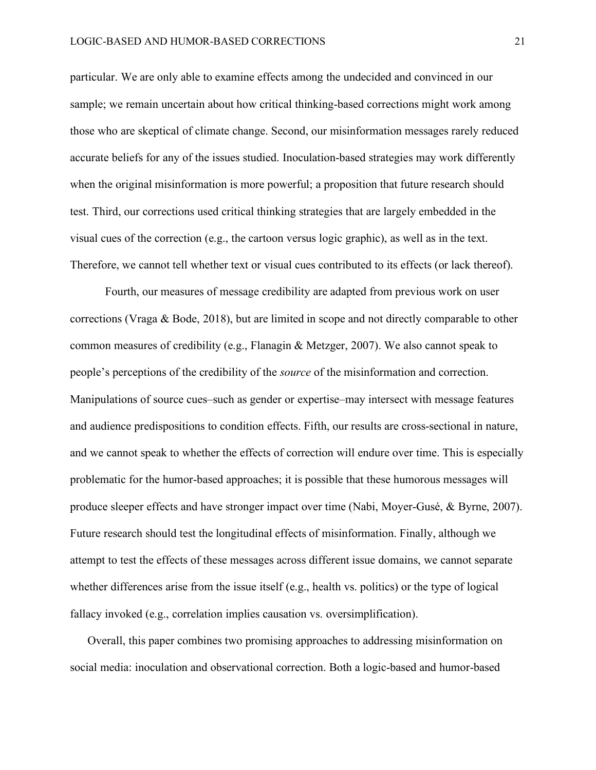particular. We are only able to examine effects among the undecided and convinced in our sample; we remain uncertain about how critical thinking-based corrections might work among those who are skeptical of climate change. Second, our misinformation messages rarely reduced accurate beliefs for any of the issues studied. Inoculation-based strategies may work differently when the original misinformation is more powerful; a proposition that future research should test. Third, our corrections used critical thinking strategies that are largely embedded in the visual cues of the correction (e.g., the cartoon versus logic graphic), as well as in the text. Therefore, we cannot tell whether text or visual cues contributed to its effects (or lack thereof).

Fourth, our measures of message credibility are adapted from previous work on user corrections (Vraga & Bode, 2018), but are limited in scope and not directly comparable to other common measures of credibility (e.g., Flanagin & Metzger, 2007). We also cannot speak to people's perceptions of the credibility of the *source* of the misinformation and correction. Manipulations of source cues–such as gender or expertise–may intersect with message features and audience predispositions to condition effects. Fifth, our results are cross-sectional in nature, and we cannot speak to whether the effects of correction will endure over time. This is especially problematic for the humor-based approaches; it is possible that these humorous messages will produce sleeper effects and have stronger impact over time (Nabi, Moyer-Gusé, & Byrne, 2007). Future research should test the longitudinal effects of misinformation. Finally, although we attempt to test the effects of these messages across different issue domains, we cannot separate whether differences arise from the issue itself (e.g., health vs. politics) or the type of logical fallacy invoked (e.g., correlation implies causation vs. oversimplification).

Overall, this paper combines two promising approaches to addressing misinformation on social media: inoculation and observational correction. Both a logic-based and humor-based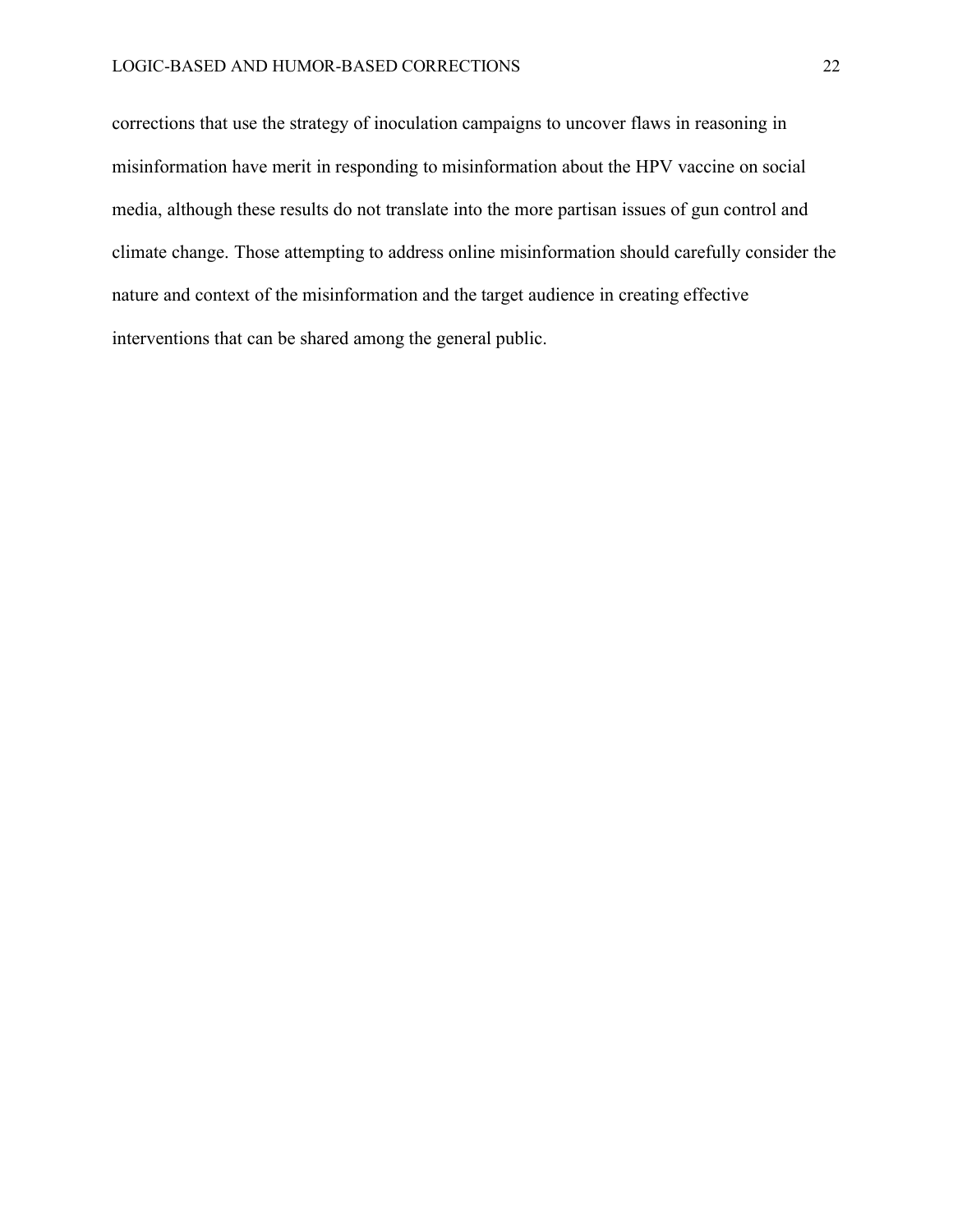corrections that use the strategy of inoculation campaigns to uncover flaws in reasoning in misinformation have merit in responding to misinformation about the HPV vaccine on social media, although these results do not translate into the more partisan issues of gun control and climate change. Those attempting to address online misinformation should carefully consider the nature and context of the misinformation and the target audience in creating effective interventions that can be shared among the general public.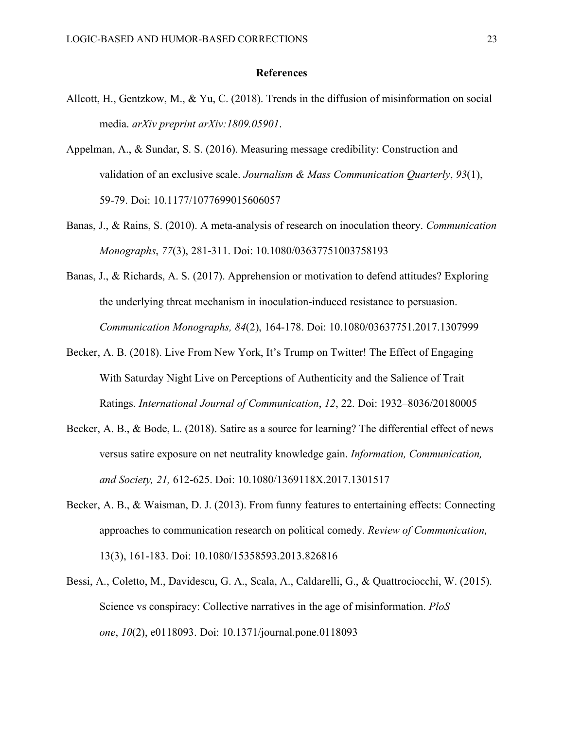## References

Allcott, H., Gentzkow, M., & Yu, C. (2018). Trends in the diffusion of misinformation on social media. *arXiv preprint arXiv:1809.05901*.

Appelman, A., & Sundar, S. S. (2016). Measuring message credibility: Construction and validation of an exclusive scale. *Journalism & Mass Communication Quarterly*, *93*(1), 59-79. Doi: 10.1177/1077699015606057

Banas, J., & Rains, S. (2010). A meta-analysis of research on inoculation theory. *Communication Monographs*, *77*(3), 281-311. Doi: 10.1080/03637751003758193

Banas, J., & Richards, A. S. (2017). Apprehension or motivation to defend attitudes? Exploring the underlying threat mechanism in inoculation-induced resistance to persuasion. *Communication Monographs, 84*(2), 164-178. Doi: 10.1080/03637751.2017.1307999

Becker, A. B. (2018). Live From New York, It's Trump on Twitter! The Effect of Engaging With Saturday Night Live on Perceptions of Authenticity and the Salience of Trait Ratings. *International Journal of Communication*, *12*, 22. Doi: 1932–8036/20180005

Becker, A. B., & Bode, L. (2018). Satire as a source for learning? The differential effect of news versus satire exposure on net neutrality knowledge gain. *Information, Communication, and Society, 21,* 612-625. Doi: 10.1080/1369118X.2017.1301517

Becker, A. B., & Waisman, D. J. (2013). From funny features to entertaining effects: Connecting approaches to communication research on political comedy. *Review of Communication,* 13(3), 161-183. Doi: 10.1080/15358593.2013.826816

Bessi, A., Coletto, M., Davidescu, G. A., Scala, A., Caldarelli, G., & Quattrociocchi, W. (2015). Science vs conspiracy: Collective narratives in the age of misinformation. *PloS one*, *10*(2), e0118093. Doi: 10.1371/journal.pone.0118093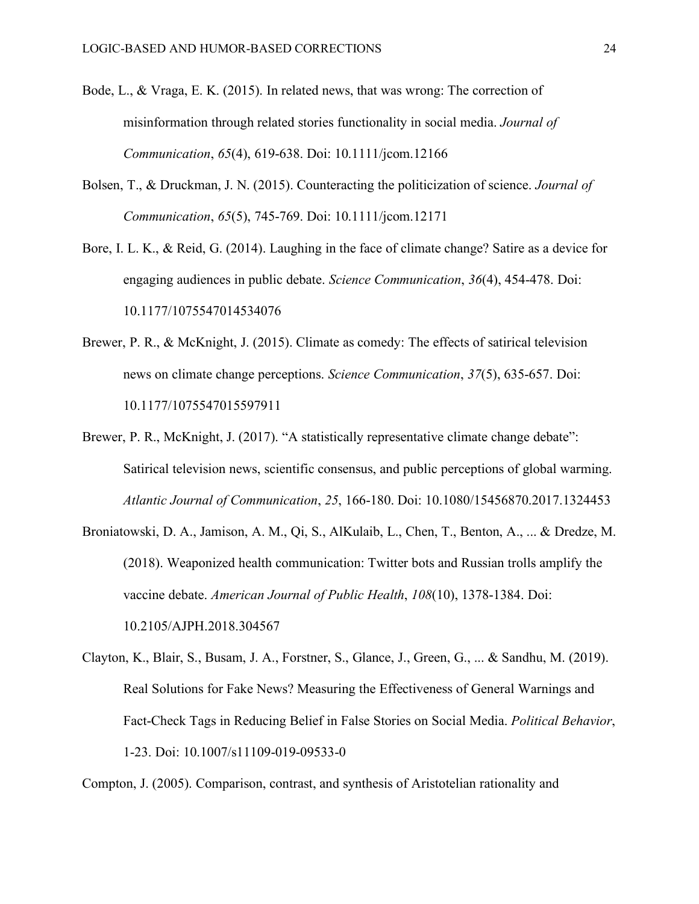Bode, L., & Vraga, E. K. (2015). In related news, that was wrong: The correction of misinformation through related stories functionality in social media. *Journal of Communication*, *65*(4), 619-638. Doi: 10.1111/jcom.12166

Bolsen, T., & Druckman, J. N. (2015). Counteracting the politicization of science. *Journal of Communication*, *65*(5), 745-769. Doi: 10.1111/jcom.12171

Bore, I. L. K., & Reid, G. (2014). Laughing in the face of climate change? Satire as a device for engaging audiences in public debate. *Science Communication*, *36*(4), 454-478. Doi: 10.1177/1075547014534076

Brewer, P. R., & McKnight, J. (2015). Climate as comedy: The effects of satirical television news on climate change perceptions. *Science Communication*, *37*(5), 635-657. Doi: 10.1177/1075547015597911

Brewer, P. R., McKnight, J. (2017). "A statistically representative climate change debate": Satirical television news, scientific consensus, and public perceptions of global warming. *Atlantic Journal of Communication*, *25*, 166-180. Doi: 10.1080/15456870.2017.1324453

Broniatowski, D. A., Jamison, A. M., Qi, S., AlKulaib, L., Chen, T., Benton, A., ... & Dredze, M. (2018). Weaponized health communication: Twitter bots and Russian trolls amplify the vaccine debate. *American Journal of Public Health*, *108*(10), 1378-1384. Doi: 10.2105/AJPH.2018.304567

Clayton, K., Blair, S., Busam, J. A., Forstner, S., Glance, J., Green, G., ... & Sandhu, M. (2019). Real Solutions for Fake News? Measuring the Effectiveness of General Warnings and Fact-Check Tags in Reducing Belief in False Stories on Social Media. *Political Behavior*, 1-23. Doi: 10.1007/s11109-019-09533-0

Compton, J. (2005). Comparison, contrast, and synthesis of Aristotelian rationality and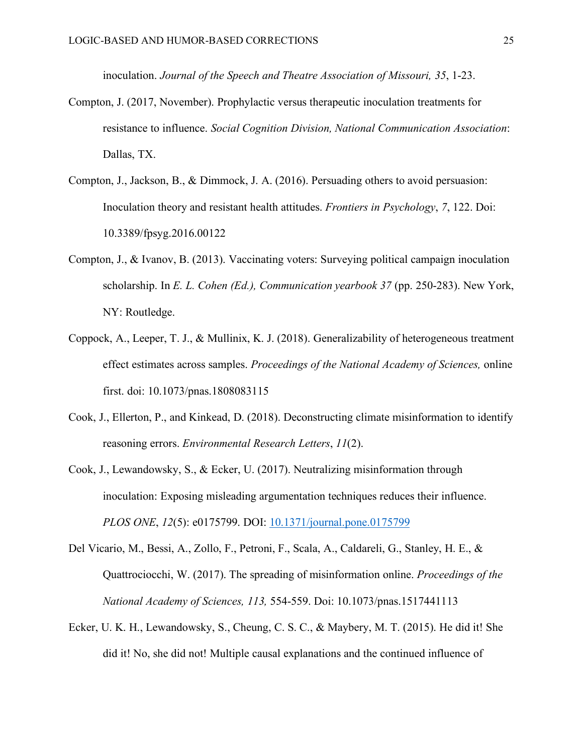inoculation. *Journal of the Speech and Theatre Association of Missouri, 35*, 1-23.

Compton, J. (2017, November). Prophylactic versus therapeutic inoculation treatments for resistance to influence. *Social Cognition Division, National Communication Association*: Dallas, TX.

Compton, J., Jackson, B., & Dimmock, J. A. (2016). Persuading others to avoid persuasion: Inoculation theory and resistant health attitudes. *Frontiers in Psychology*, *7*, 122. Doi: 10.3389/fpsyg.2016.00122

Compton, J., & Ivanov, B. (2013). Vaccinating voters: Surveying political campaign inoculation scholarship. In *E. L. Cohen (Ed.), Communication yearbook 37* (pp. 250-283). New York, NY: Routledge.

Coppock, A., Leeper, T. J., & Mullinix, K. J. (2018). Generalizability of heterogeneous treatment effect estimates across samples. *Proceedings of the National Academy of Sciences,* online first. doi: 10.1073/pnas.1808083115

Cook, J., Ellerton, P., and Kinkead, D. (2018). Deconstructing climate misinformation to identify reasoning errors. *Environmental Research Letters*, *11*(2).

Cook, J., Lewandowsky, S., & Ecker, U. (2017). Neutralizing misinformation through inoculation: Exposing misleading argumentation techniques reduces their influence. *PLOS ONE*, *12*(5): e0175799. DOI: [10.1371/journal.pone.0175799](10.1371/journal.pone.0175799)

Del Vicario, M., Bessi, A., Zollo, F., Petroni, F., Scala, A., Caldareli, G., Stanley, H. E., & Quattrociocchi, W. (2017). The spreading of misinformation online. *Proceedings of the National Academy of Sciences, 113,* 554-559. Doi: 10.1073/pnas.1517441113

Ecker, U. K. H., Lewandowsky, S., Cheung, C. S. C., & Maybery, M. T. (2015). He did it! She did it! No, she did not! Multiple causal explanations and the continued influence of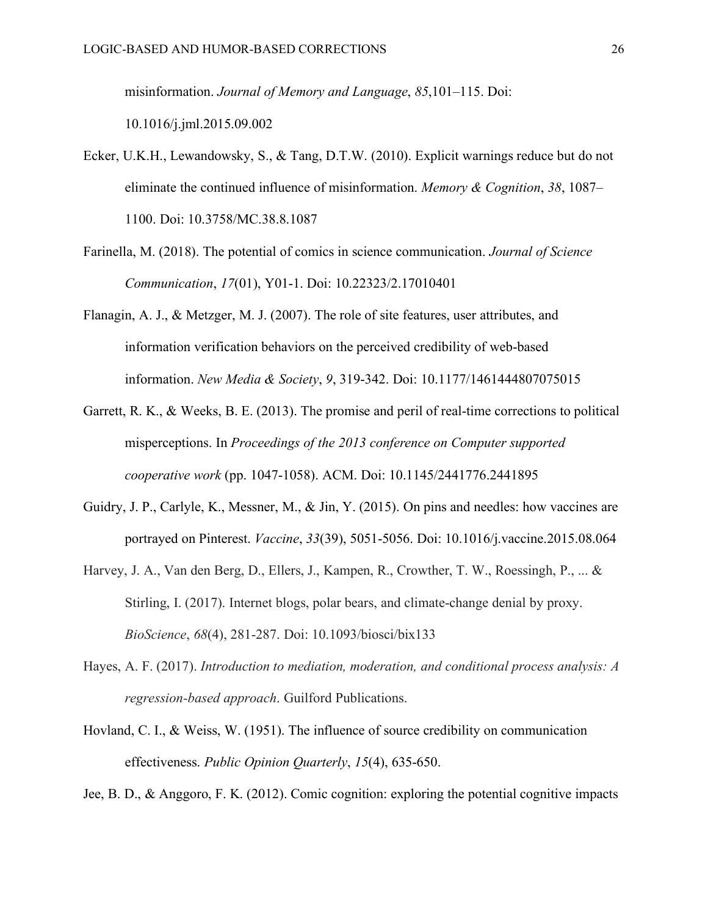misinformation. *Journal of Memory and Language*, *85*,101–115. Doi: 10.1016/j.jml.2015.09.002

Ecker, U.K.H., Lewandowsky, S., & Tang, D.T.W. (2010). Explicit warnings reduce but do not eliminate the continued influence of misinformation. *Memory & Cognition*, *38*, 1087–1100. Doi: 10.3758/MC.38.8.1087

Farinella, M. (2018). The potential of comics in science communication. *Journal of Science Communication*, *17*(01), Y01-1. Doi: 10.22323/2.17010401

Flanagin, A. J., & Metzger, M. J. (2007). The role of site features, user attributes, and information verification behaviors on the perceived credibility of web-based information. *New Media & Society*, *9*, 319-342. Doi: 10.1177/1461444807075015

Garrett, R. K., & Weeks, B. E. (2013). The promise and peril of real-time corrections to political misperceptions. In *Proceedings of the 2013 conference on Computer supported cooperative work* (pp. 1047-1058). ACM. Doi: 10.1145/2441776.2441895

Guidry, J. P., Carlyle, K., Messner, M., & Jin, Y. (2015). On pins and needles: how vaccines are portrayed on Pinterest. *Vaccine*, *33*(39), 5051-5056. Doi: 10.1016/j.vaccine.2015.08.064

Harvey, J. A., Van den Berg, D., Ellers, J., Kampen, R., Crowther, T. W., Roessingh, P., ... & Stirling, I. (2017). Internet blogs, polar bears, and climate-change denial by proxy. *BioScience*, *68*(4), 281-287. Doi: 10.1093/biosci/bix133

Hayes, A. F. (2017). *Introduction to mediation, moderation, and conditional process analysis: A regression-based approach*. Guilford Publications.

Hovland, C. I., & Weiss, W. (1951). The influence of source credibility on communication effectiveness. *Public Opinion Quarterly*, *15*(4), 635-650.

Jee, B. D., & Anggoro, F. K. (2012). Comic cognition: exploring the potential cognitive impacts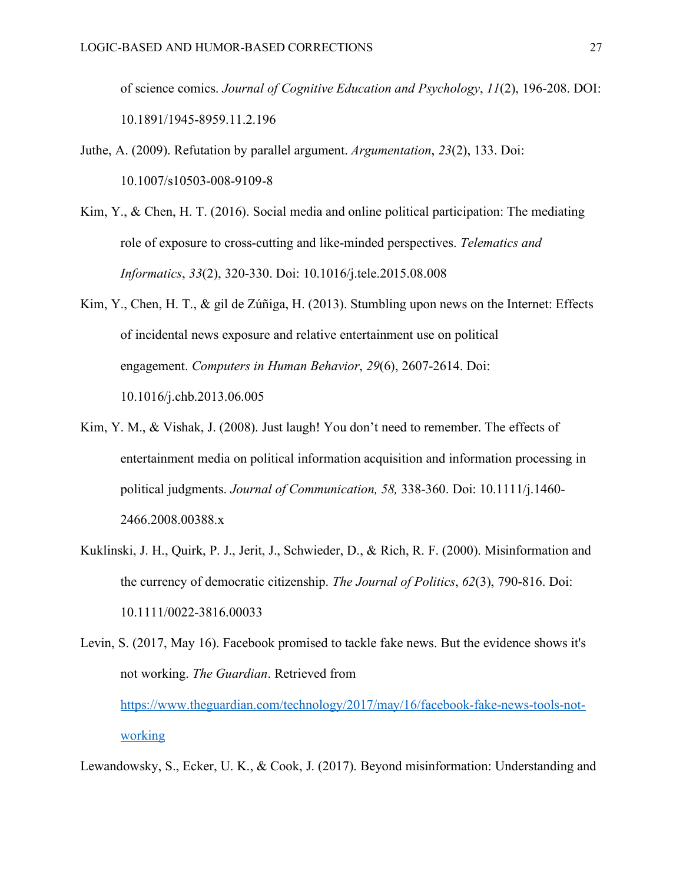of science comics. *Journal of Cognitive Education and Psychology*, *11*(2), 196-208. DOI: 10.1891/1945-8959.11.2.196

Juthe, A. (2009). Refutation by parallel argument. *Argumentation*, *23*(2), 133. Doi: 10.1007/s10503-008-9109-8

Kim, Y., & Chen, H. T. (2016). Social media and online political participation: The mediating role of exposure to cross-cutting and like-minded perspectives. *Telematics and Informatics*, *33*(2), 320-330. Doi: 10.1016/j.tele.2015.08.008

Kim, Y., Chen, H. T., & gil de Zúñiga, H. (2013). Stumbling upon news on the Internet: Effects of incidental news exposure and relative entertainment use on political engagement. *Computers in Human Behavior*, *29*(6), 2607-2614. Doi: 10.1016/j.chb.2013.06.005

Kim, Y. M., & Vishak, J. (2008). Just laugh! You don't need to remember. The effects of entertainment media on political information acquisition and information processing in political judgments. *Journal of Communication, 58,* 338-360. Doi: 10.1111/j.1460-2466.2008.00388.x

Kuklinski, J. H., Quirk, P. J., Jerit, J., Schwieder, D., & Rich, R. F. (2000). Misinformation and the currency of democratic citizenship. *The Journal of Politics*, *62*(3), 790-816. Doi: 10.1111/0022-3816.00033

Levin, S. (2017, May 16). Facebook promised to tackle fake news. But the evidence shows it's not working. *The Guardian*. Retrieved from https://www.theguardian.com/technology/2017/may/16/facebook-fake-news-tools-not-working

Lewandowsky, S., Ecker, U. K., & Cook, J. (2017). Beyond misinformation: Understanding and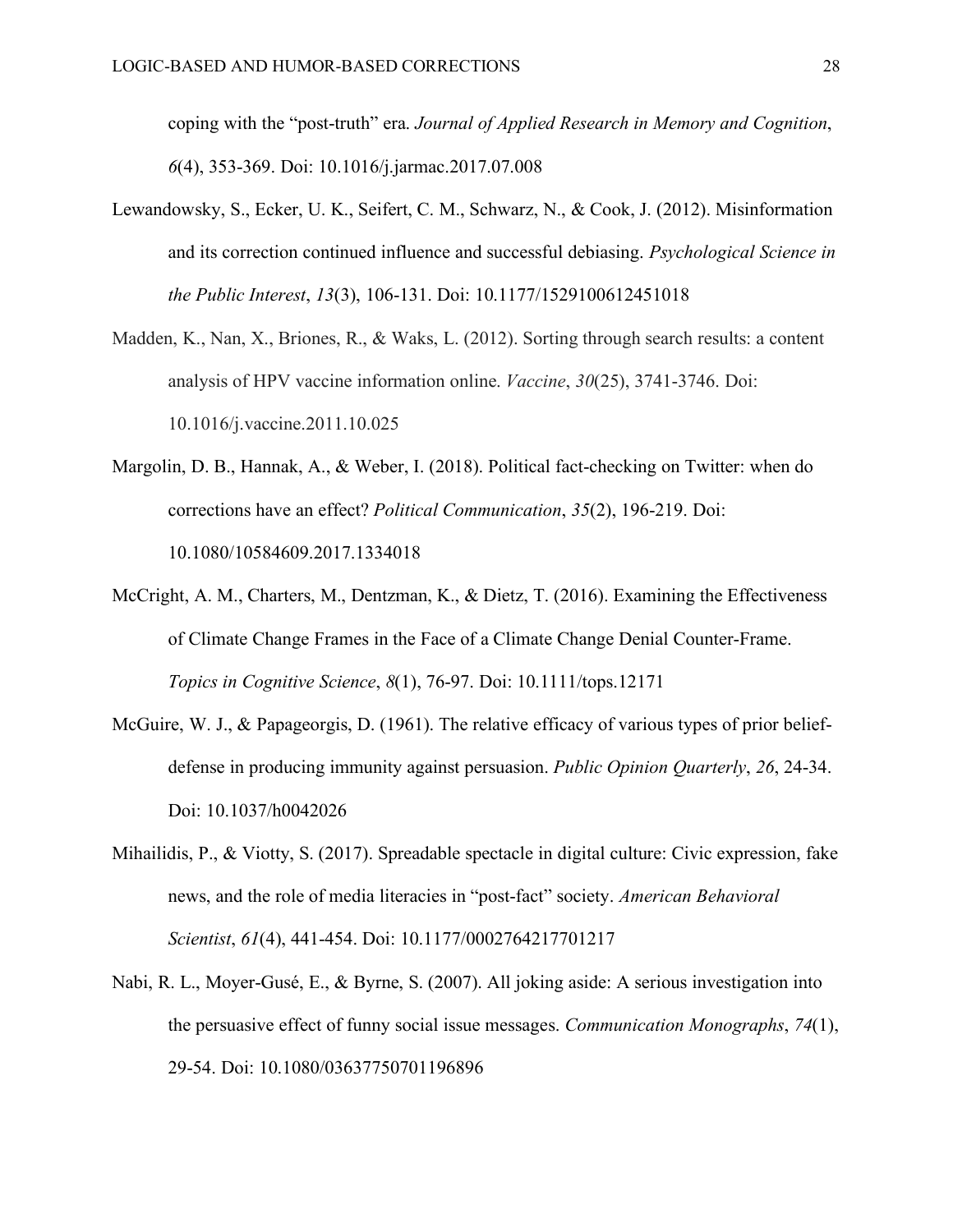coping with the "post-truth" era. *Journal of Applied Research in Memory and Cognition*, *6*(4), 353-369. Doi: 10.1016/j.jarmac.2017.07.008

Lewandowsky, S., Ecker, U. K., Seifert, C. M., Schwarz, N., & Cook, J. (2012). Misinformation and its correction continued influence and successful debiasing. *Psychological Science in the Public Interest*, *13*(3), 106-131. Doi: 10.1177/1529100612451018

Madden, K., Nan, X., Briones, R., & Waks, L. (2012). Sorting through search results: a content analysis of HPV vaccine information online. *Vaccine*, *30*(25), 3741-3746. Doi: 10.1016/j.vaccine.2011.10.025

Margolin, D. B., Hannak, A., & Weber, I. (2018). Political fact-checking on Twitter: when do corrections have an effect? *Political Communication*, *35*(2), 196-219. Doi: 10.1080/10584609.2017.1334018

McCright, A. M., Charters, M., Dentzman, K., & Dietz, T. (2016). Examining the Effectiveness of Climate Change Frames in the Face of a Climate Change Denial Counter-Frame. *Topics in Cognitive Science*, *8*(1), 76-97. Doi: 10.1111/tops.12171

McGuire, W. J., & Papageorgis, D. (1961). The relative efficacy of various types of prior belief-defense in producing immunity against persuasion. *Public Opinion Quarterly*, *26*, 24-34. Doi: 10.1037/h0042026

Mihailidis, P., & Viotty, S. (2017). Spreadable spectacle in digital culture: Civic expression, fake news, and the role of media literacies in "post-fact" society. *American Behavioral Scientist*, *61*(4), 441-454. Doi: 10.1177/0002764217701217

Nabi, R. L., Moyer-Gusé, E., & Byrne, S. (2007). All joking aside: A serious investigation into the persuasive effect of funny social issue messages. *Communication Monographs*, *74*(1), 29-54. Doi: 10.1080/03637750701196896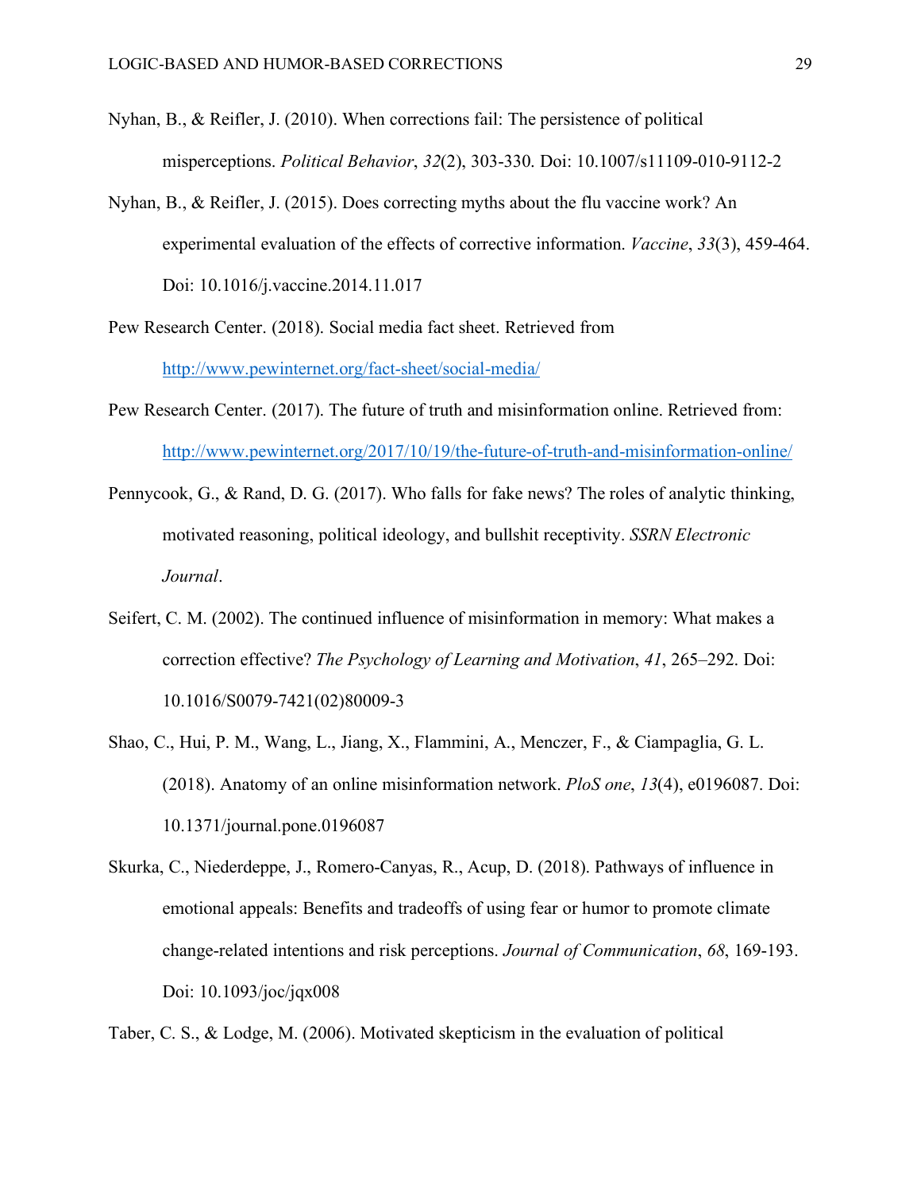Nyhan, B., & Reifler, J. (2010). When corrections fail: The persistence of political misperceptions. *Political Behavior*, *32*(2), 303-330. Doi: 10.1007/s11109-010-9112-2

Nyhan, B., & Reifler, J. (2015). Does correcting myths about the flu vaccine work? An experimental evaluation of the effects of corrective information. *Vaccine*, *33*(3), 459-464. Doi: 10.1016/j.vaccine.2014.11.017

Pew Research Center. (2018). Social media fact sheet. Retrieved from [http://www.pewinternet.org/fact-sheet/social-media/](http://www.pewinternet.org/fact-sheet/social-media/)

Pew Research Center. (2017). The future of truth and misinformation online. Retrieved from: [http://www.pewinternet.org/2017/10/19/the-future-of-truth-and-misinformation-online/](http://www.pewinternet.org/2017/10/19/the-future-of-truth-and-misinformation-online/)

Pennycook, G., & Rand, D. G. (2017). Who falls for fake news? The roles of analytic thinking, motivated reasoning, political ideology, and bullshit receptivity. *SSRN Electronic Journal*.

Seifert, C. M. (2002). The continued influence of misinformation in memory: What makes a correction effective? *The Psychology of Learning and Motivation*, *41*, 265–292. Doi: 10.1016/S0079-7421(02)80009-3

Shao, C., Hui, P. M., Wang, L., Jiang, X., Flammini, A., Menczer, F., & Ciampaglia, G. L. (2018). Anatomy of an online misinformation network. *PloS one*, *13*(4), e0196087. Doi: 10.1371/journal.pone.0196087

Skurka, C., Niederdeppe, J., Romero-Canyas, R., Acup, D. (2018). Pathways of influence in emotional appeals: Benefits and tradeoffs of using fear or humor to promote climate change-related intentions and risk perceptions. *Journal of Communication*, *68*, 169-193. Doi: 10.1093/joc/jqx008

Taber, C. S., & Lodge, M. (2006). Motivated skepticism in the evaluation of political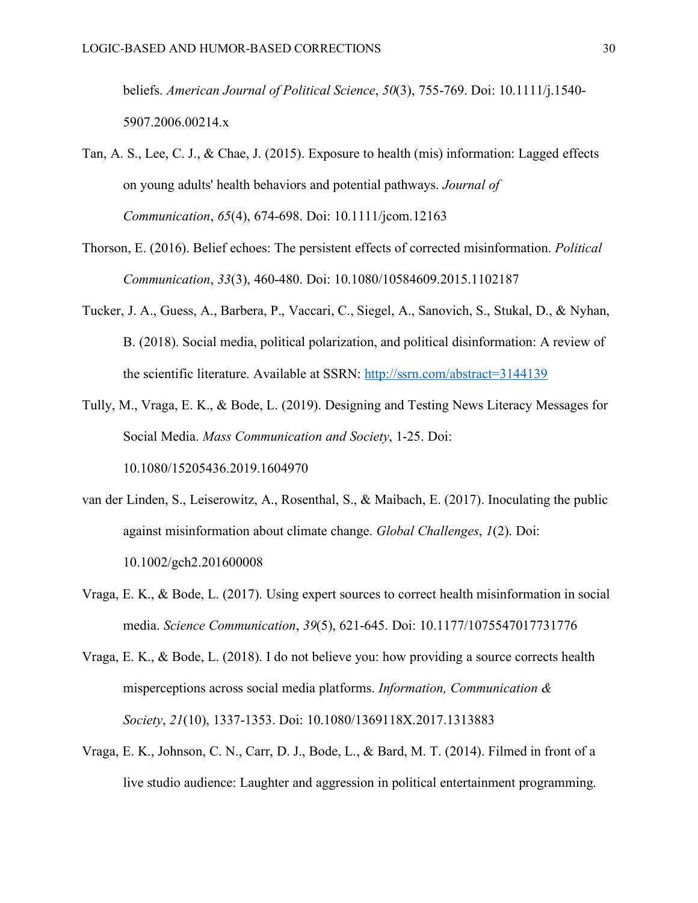beliefs. *American Journal of Political Science*, *50*(3), 755-769. Doi: 10.1111/j.1540-5907.2006.00214.x

Tan, A. S., Lee, C. J., & Chae, J. (2015). Exposure to health (mis) information: Lagged effects on young adults' health behaviors and potential pathways. *Journal of Communication*, *65*(4), 674-698. Doi: 10.1111/jcom.12163

Thorson, E. (2016). Belief echoes: The persistent effects of corrected misinformation. *Political Communication*, *33*(3), 460-480. Doi: 10.1080/10584609.2015.1102187

Tucker, J. A., Guess, A., Barbera, P., Vaccari, C., Siegel, A., Sanovich, S., Stukal, D., & Nyhan, B. (2018). Social media, political polarization, and political disinformation: A review of the scientific literature. Available at SSRN: http://ssrn.com/abstract=3144139

Tully, M., Vraga, E. K., & Bode, L. (2019). Designing and Testing News Literacy Messages for Social Media. *Mass Communication and Society*, 1-25. Doi: 10.1080/15205436.2019.1604970

van der Linden, S., Leiserowitz, A., Rosenthal, S., & Maibach, E. (2017). Inoculating the public against misinformation about climate change. *Global Challenges*, *1*(2). Doi: 10.1002/gch2.201600008

Vraga, E. K., & Bode, L. (2017). Using expert sources to correct health misinformation in social media. *Science Communication*, *39*(5), 621-645. Doi: 10.1177/1075547017731776

Vraga, E. K., & Bode, L. (2018). I do not believe you: how providing a source corrects health misperceptions across social media platforms. *Information, Communication & Society*, *21*(10), 1337-1353. Doi: 10.1080/1369118X.2017.1313883

Vraga, E. K., Johnson, C. N., Carr, D. J., Bode, L., & Bard, M. T. (2014). Filmed in front of a live studio audience: Laughter and aggression in political entertainment programming.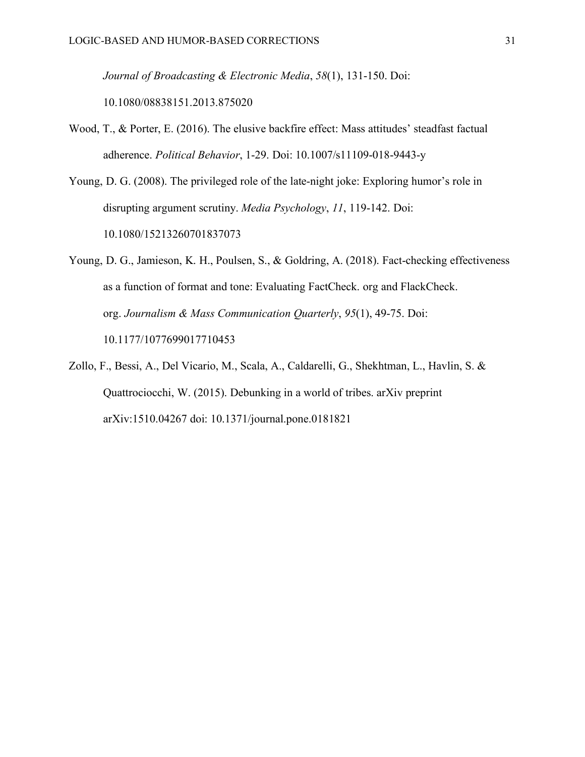*Journal of Broadcasting & Electronic Media*, *58*(1), 131-150. Doi: 10.1080/08838151.2013.875020

Wood, T., & Porter, E. (2016). The elusive backfire effect: Mass attitudes' steadfast factual adherence. *Political Behavior*, 1-29. Doi: 10.1007/s11109-018-9443-y

Young, D. G. (2008). The privileged role of the late-night joke: Exploring humor's role in disrupting argument scrutiny. *Media Psychology*, *11*, 119-142. Doi: 10.1080/15213260701837073

Young, D. G., Jamieson, K. H., Poulsen, S., & Goldring, A. (2018). Fact-checking effectiveness as a function of format and tone: Evaluating FactCheck. org and FlackCheck. org. *Journalism & Mass Communication Quarterly*, *95*(1), 49-75. Doi: 10.1177/1077699017710453

Zollo, F., Bessi, A., Del Vicario, M., Scala, A., Caldarelli, G., Shekhtman, L., Havlin, S. & Quattrociocchi, W. (2015). Debunking in a world of tribes. arXiv preprint arXiv:1510.04267 doi: 10.1371/journal.pone.0181821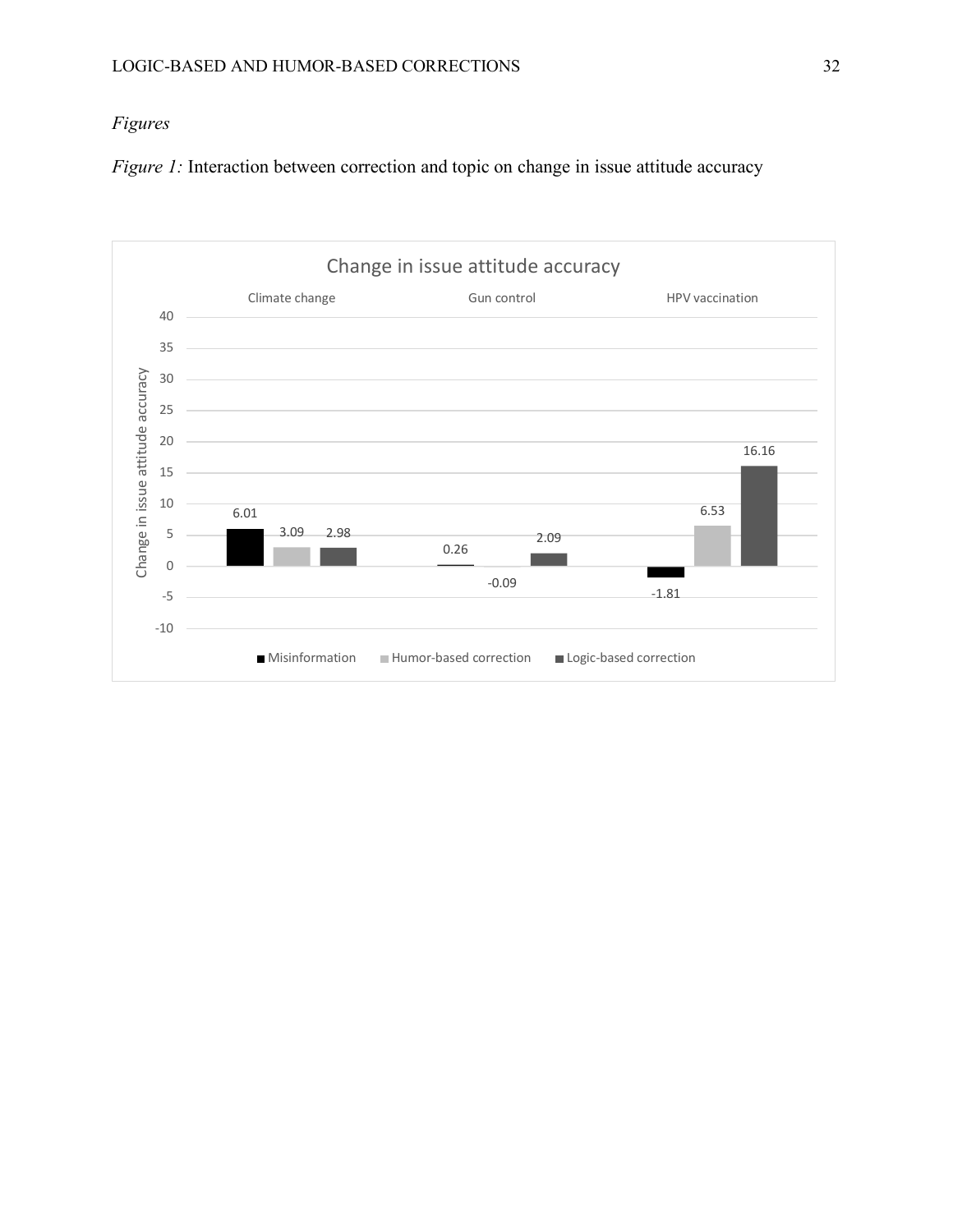*Figures*

*Figure 1:* Interaction between correction and topic on change in issue attitude accuracy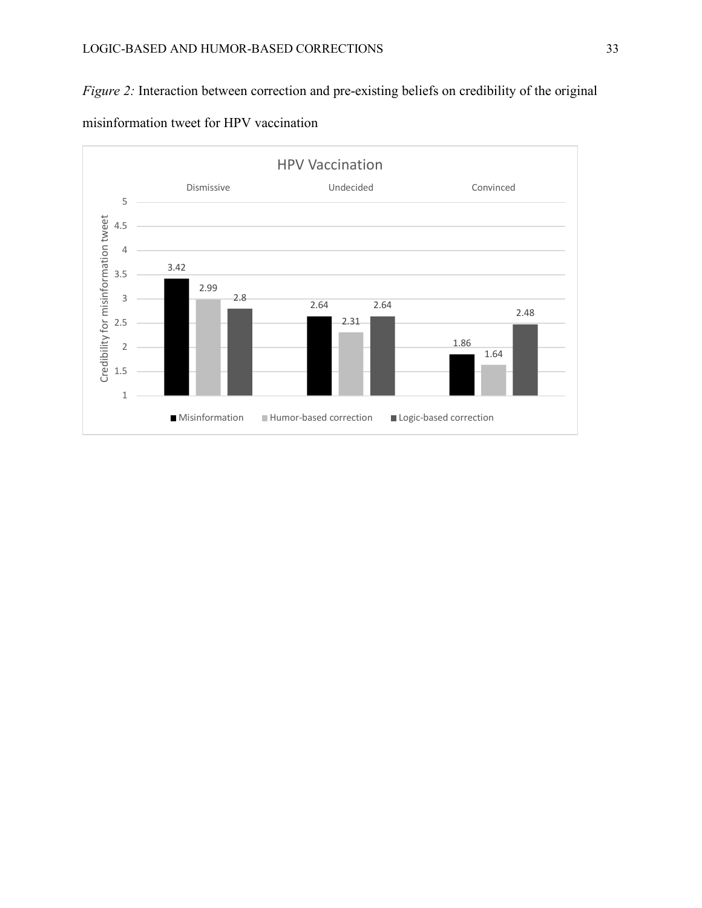*Figure 2:* Interaction between correction and pre-existing beliefs on credibility of the original misinformation tweet for HPV vaccination

HPV Vaccination

| | Dismissive | Undecided | Convinced |
|---|---|---|---|
| Misinformation | 3.42 | 2.64 | 1.86 |
| Humor-based correction | 2.99 | 2.31 | 1.64 |
| Logic-based correction | 2.8 | 2.64 | 2.48 |

Y-axis: Credibility for misinformation tweet (1–5)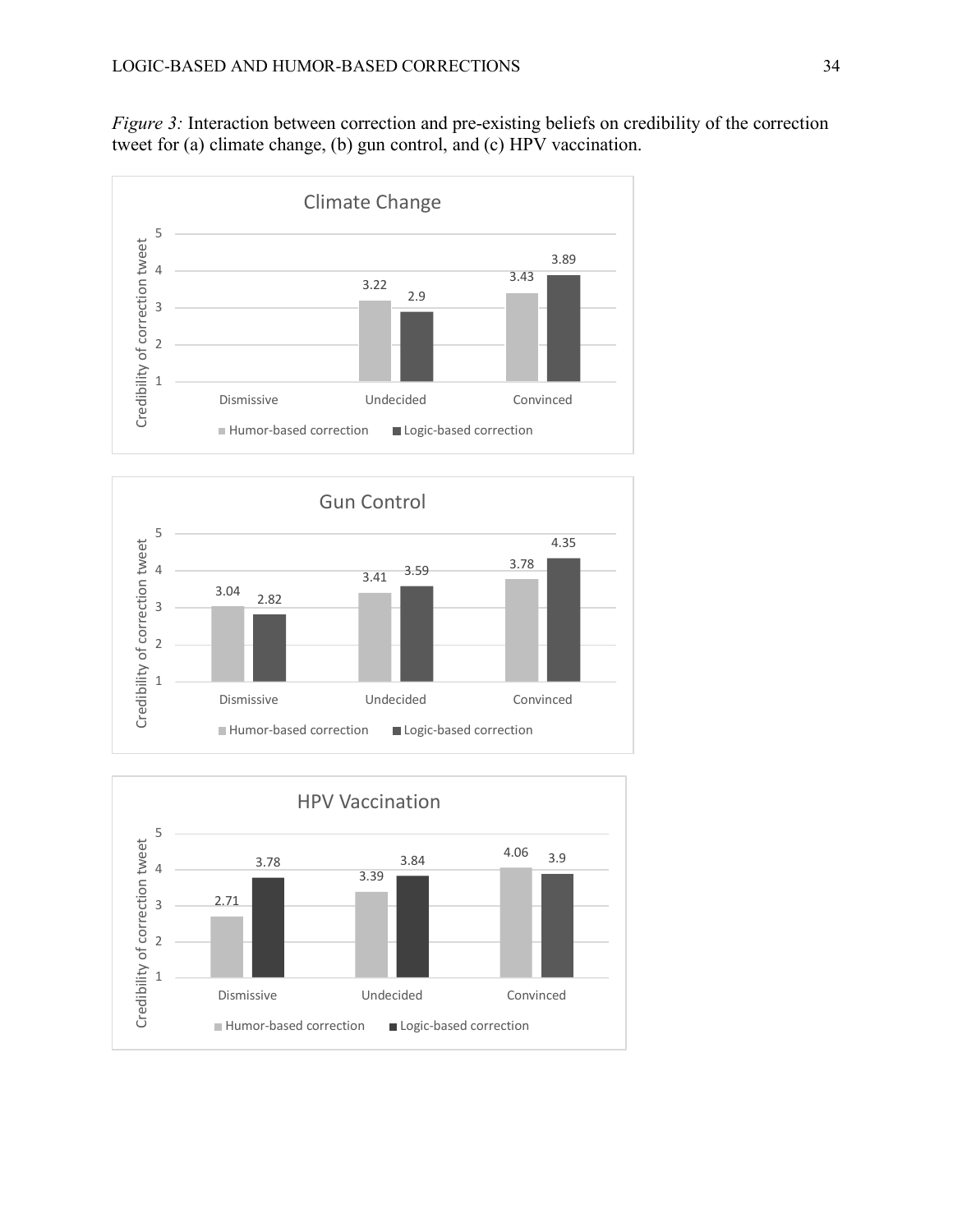*Figure 3:* Interaction between correction and pre-existing beliefs on credibility of the correction tweet for (a) climate change, (b) gun control, and (c) HPV vaccination.

**Climate Change**

| | Humor-based correction | Logic-based correction |
|---|---|---|
| Dismissive | | |
| Undecided | 3.22 | 2.9 |
| Convinced | 3.43 | 3.89 |

**Gun Control**

| | Humor-based correction | Logic-based correction |
|---|---|---|
| Dismissive | 3.04 | 2.82 |
| Undecided | 3.41 | 3.59 |
| Convinced | 3.78 | 4.35 |

**HPV Vaccination**

| | Humor-based correction | Logic-based correction |
|---|---|---|
| Dismissive | 2.71 | 3.78 |
| Undecided | 3.39 | 3.84 |
| Convinced | 4.06 | 3.9 |

Y-axis: Credibility of correction tweet (1–5)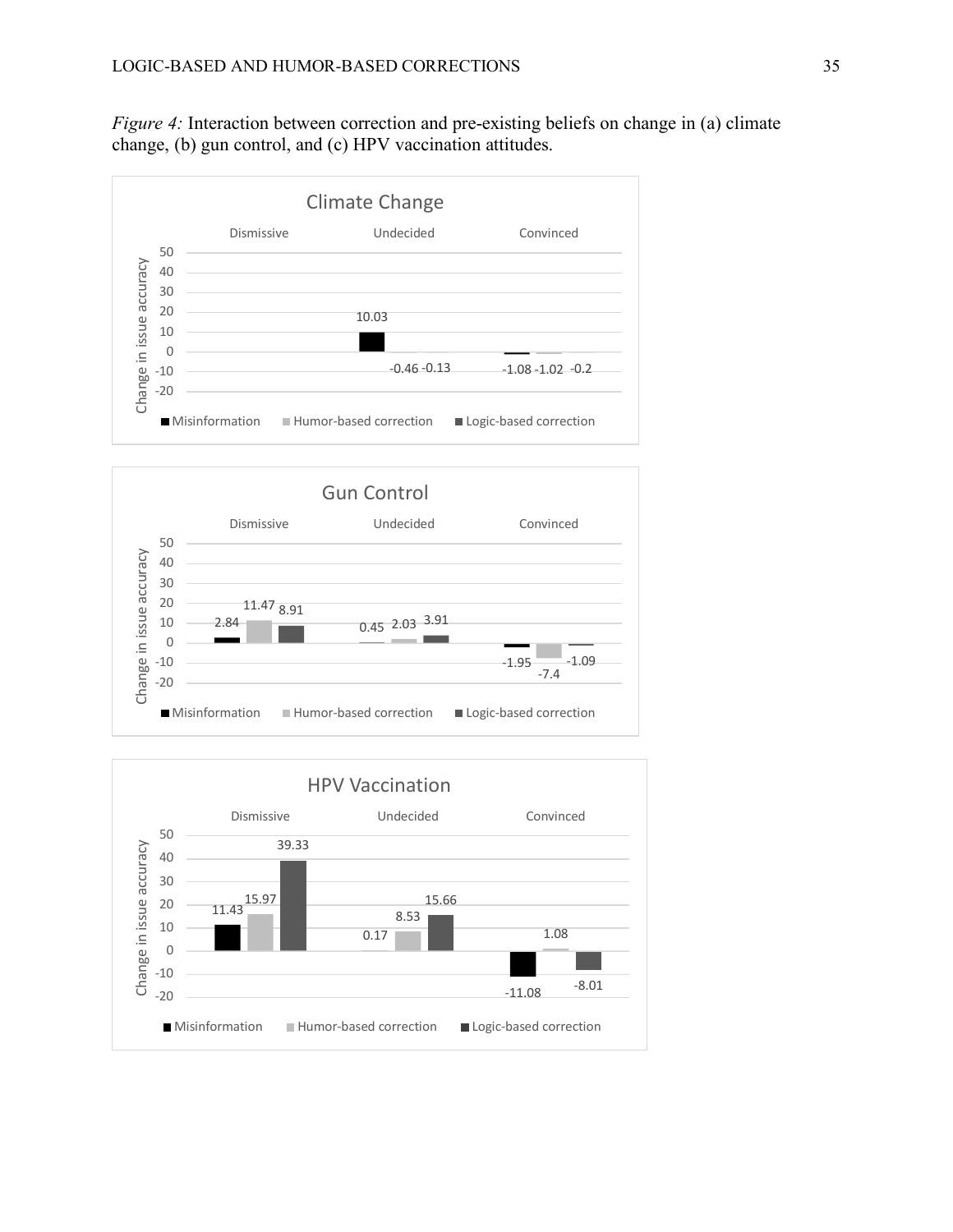*Figure 4:* Interaction between correction and pre-existing beliefs on change in (a) climate change, (b) gun control, and (c) HPV vaccination attitudes.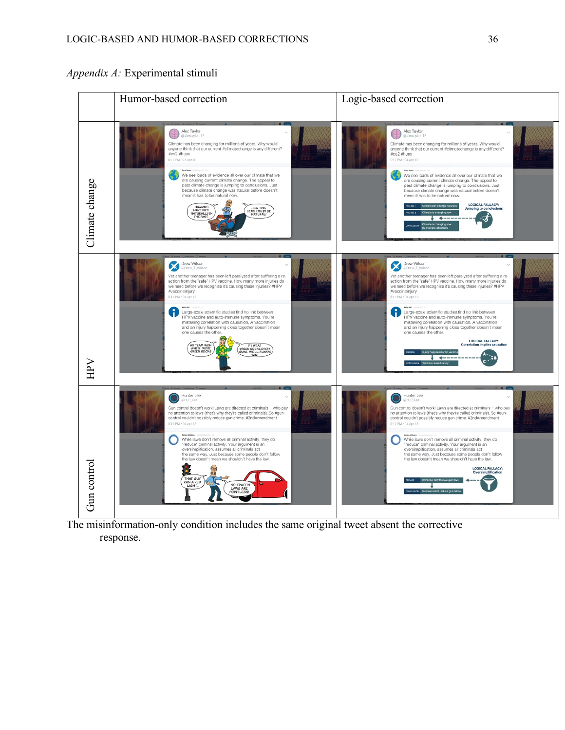*Appendix A:* Experimental stimuli

| | Humor-based correction | Logic-based correction |
|---|---|---|
| Climate change | | |
| HPV | | |
| Gun control | | |

The misinformation-only condition includes the same original tweet absent the corrective response.